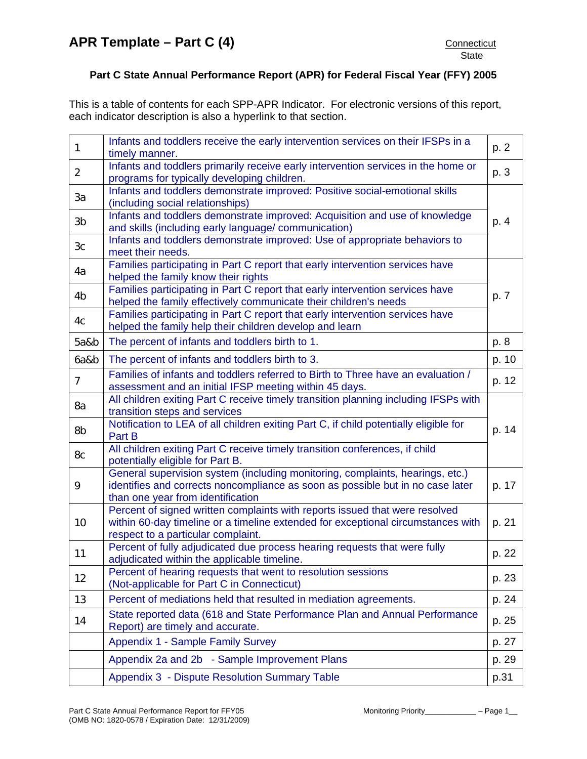# APR Template – Part C (4)

Connecticut
State

## Part C State Annual Performance Report (APR) for Federal Fiscal Year (FFY) 2005

This is a table of contents for each SPP-APR Indicator. For electronic versions of this report, each indicator description is also a hyperlink to that section.

| | | |
|---|---|---|
| 1 | Infants and toddlers receive the early intervention services on their IFSPs in a timely manner. | p. 2 |
| 2 | Infants and toddlers primarily receive early intervention services in the home or programs for typically developing children. | p. 3 |
| 3a | Infants and toddlers demonstrate improved: Positive social-emotional skills (including social relationships) | p. 4 |
| 3b | Infants and toddlers demonstrate improved: Acquisition and use of knowledge and skills (including early language/ communication) | |
| 3c | Infants and toddlers demonstrate improved: Use of appropriate behaviors to meet their needs. | |
| 4a | Families participating in Part C report that early intervention services have helped the family know their rights | p. 7 |
| 4b | Families participating in Part C report that early intervention services have helped the family effectively communicate their children's needs | |
| 4c | Families participating in Part C report that early intervention services have helped the family help their children develop and learn | |
| 5a&b | The percent of infants and toddlers birth to 1. | p. 8 |
| 6a&b | The percent of infants and toddlers birth to 3. | p. 10 |
| 7 | Families of infants and toddlers referred to Birth to Three have an evaluation / assessment and an initial IFSP meeting within 45 days. | p. 12 |
| 8a | All children exiting Part C receive timely transition planning including IFSPs with transition steps and services | p. 14 |
| 8b | Notification to LEA of all children exiting Part C, if child potentially eligible for Part B | |
| 8c | All children exiting Part C receive timely transition conferences, if child potentially eligible for Part B. | |
| 9 | General supervision system (including monitoring, complaints, hearings, etc.) identifies and corrects noncompliance as soon as possible but in no case later than one year from identification | p. 17 |
| 10 | Percent of signed written complaints with reports issued that were resolved within 60-day timeline or a timeline extended for exceptional circumstances with respect to a particular complaint. | p. 21 |
| 11 | Percent of fully adjudicated due process hearing requests that were fully adjudicated within the applicable timeline. | p. 22 |
| 12 | Percent of hearing requests that went to resolution sessions (Not-applicable for Part C in Connecticut) | p. 23 |
| 13 | Percent of mediations held that resulted in mediation agreements. | p. 24 |
| 14 | State reported data (618 and State Performance Plan and Annual Performance Report) are timely and accurate. | p. 25 |
| | Appendix 1 - Sample Family Survey | p. 27 |
| | Appendix 2a and 2b - Sample Improvement Plans | p. 29 |
| | Appendix 3 - Dispute Resolution Summary Table | p.31 |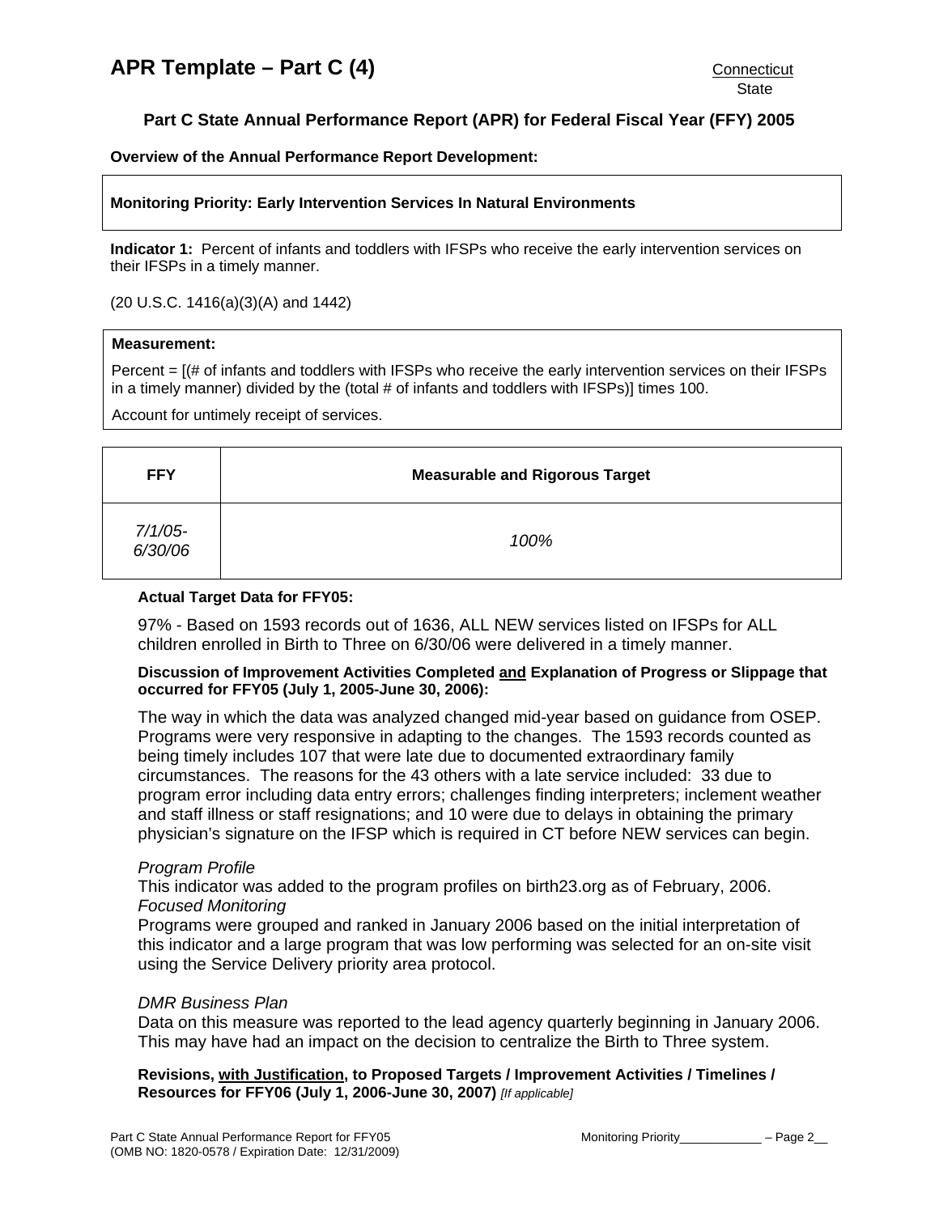# APR Template – Part C (4)

Connecticut
State

## Part C State Annual Performance Report (APR) for Federal Fiscal Year (FFY) 2005

**Overview of the Annual Performance Report Development:**

**Monitoring Priority: Early Intervention Services In Natural Environments**

**Indicator 1:** Percent of infants and toddlers with IFSPs who receive the early intervention services on their IFSPs in a timely manner.

(20 U.S.C. 1416(a)(3)(A) and 1442)

**Measurement:**

Percent = [(# of infants and toddlers with IFSPs who receive the early intervention services on their IFSPs in a timely manner) divided by the (total # of infants and toddlers with IFSPs)] times 100.

Account for untimely receipt of services.

| FFY | Measurable and Rigorous Target |
|---|---|
| *7/1/05-6/30/06* | *100%* |

**Actual Target Data for FFY05:**

97% - Based on 1593 records out of 1636, ALL NEW services listed on IFSPs for ALL children enrolled in Birth to Three on 6/30/06 were delivered in a timely manner.

**Discussion of Improvement Activities Completed <u>and</u> Explanation of Progress or Slippage that occurred for FFY05 (July 1, 2005-June 30, 2006):**

The way in which the data was analyzed changed mid-year based on guidance from OSEP. Programs were very responsive in adapting to the changes. The 1593 records counted as being timely includes 107 that were late due to documented extraordinary family circumstances. The reasons for the 43 others with a late service included: 33 due to program error including data entry errors; challenges finding interpreters; inclement weather and staff illness or staff resignations; and 10 were due to delays in obtaining the primary physician's signature on the IFSP which is required in CT before NEW services can begin.

*Program Profile*
This indicator was added to the program profiles on birth23.org as of February, 2006.
*Focused Monitoring*
Programs were grouped and ranked in January 2006 based on the initial interpretation of this indicator and a large program that was low performing was selected for an on-site visit using the Service Delivery priority area protocol.

*DMR Business Plan*
Data on this measure was reported to the lead agency quarterly beginning in January 2006. This may have had an impact on the decision to centralize the Birth to Three system.

**Revisions, <u>with Justification</u>, to Proposed Targets / Improvement Activities / Timelines / Resources for FFY06 (July 1, 2006-June 30, 2007)** *[If applicable]*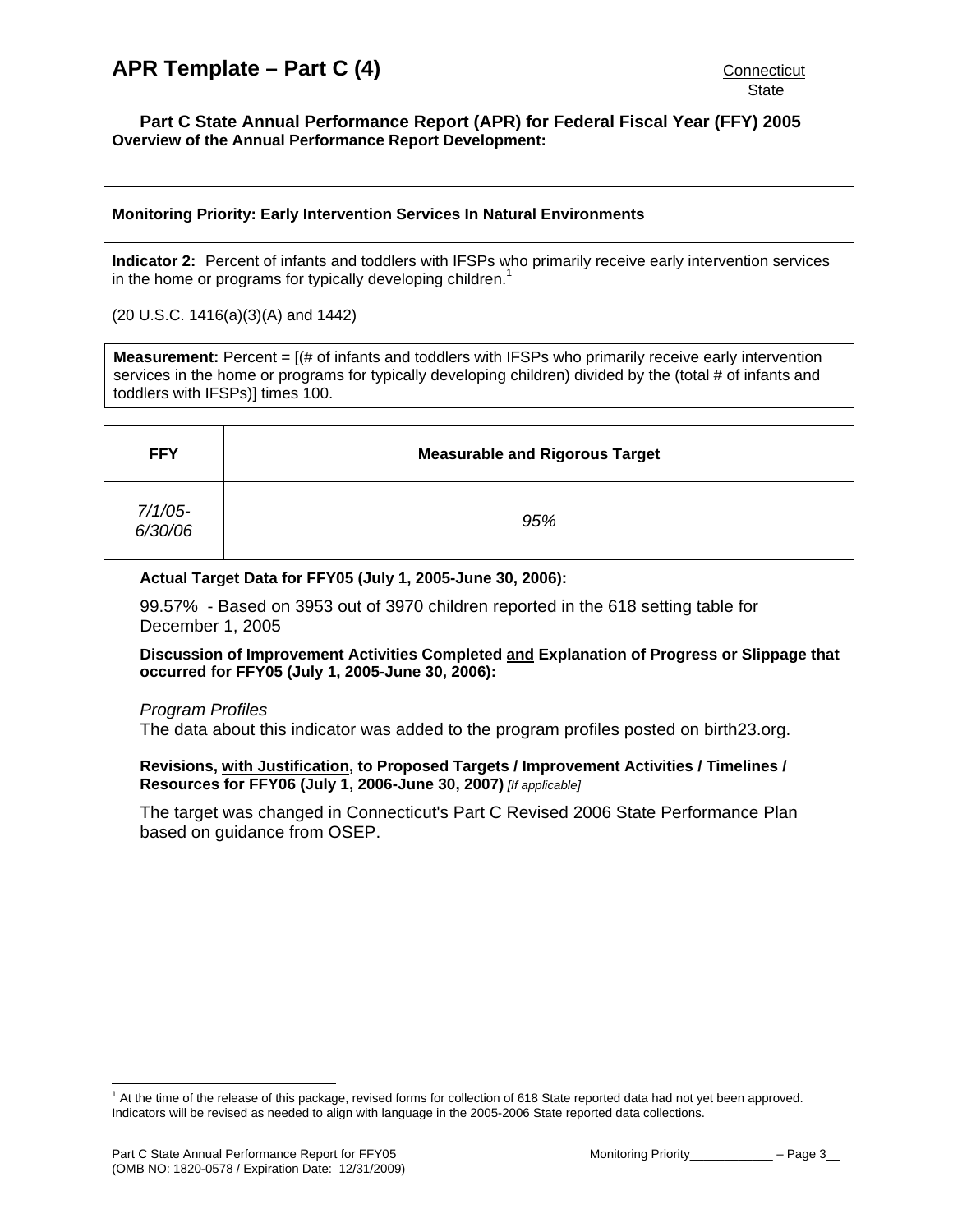# APR Template – Part C (4)

Connecticut
State

**Part C State Annual Performance Report (APR) for Federal Fiscal Year (FFY) 2005**
**Overview of the Annual Performance Report Development:**

**Monitoring Priority: Early Intervention Services In Natural Environments**

**Indicator 2:** Percent of infants and toddlers with IFSPs who primarily receive early intervention services in the home or programs for typically developing children.[1]

(20 U.S.C. 1416(a)(3)(A) and 1442)

**Measurement:** Percent = [(# of infants and toddlers with IFSPs who primarily receive early intervention services in the home or programs for typically developing children) divided by the (total # of infants and toddlers with IFSPs)] times 100.

| FFY | Measurable and Rigorous Target |
| --- | --- |
| *7/1/05-6/30/06* | *95%* |

**Actual Target Data for FFY05 (July 1, 2005-June 30, 2006):**

99.57% - Based on 3953 out of 3970 children reported in the 618 setting table for December 1, 2005

**Discussion of Improvement Activities Completed and Explanation of Progress or Slippage that occurred for FFY05 (July 1, 2005-June 30, 2006):**

*Program Profiles*
The data about this indicator was added to the program profiles posted on birth23.org.

**Revisions, with Justification, to Proposed Targets / Improvement Activities / Timelines / Resources for FFY06 (July 1, 2006-June 30, 2007)** *[If applicable]*

The target was changed in Connecticut's Part C Revised 2006 State Performance Plan based on guidance from OSEP.

[1] At the time of the release of this package, revised forms for collection of 618 State reported data had not yet been approved. Indicators will be revised as needed to align with language in the 2005-2006 State reported data collections.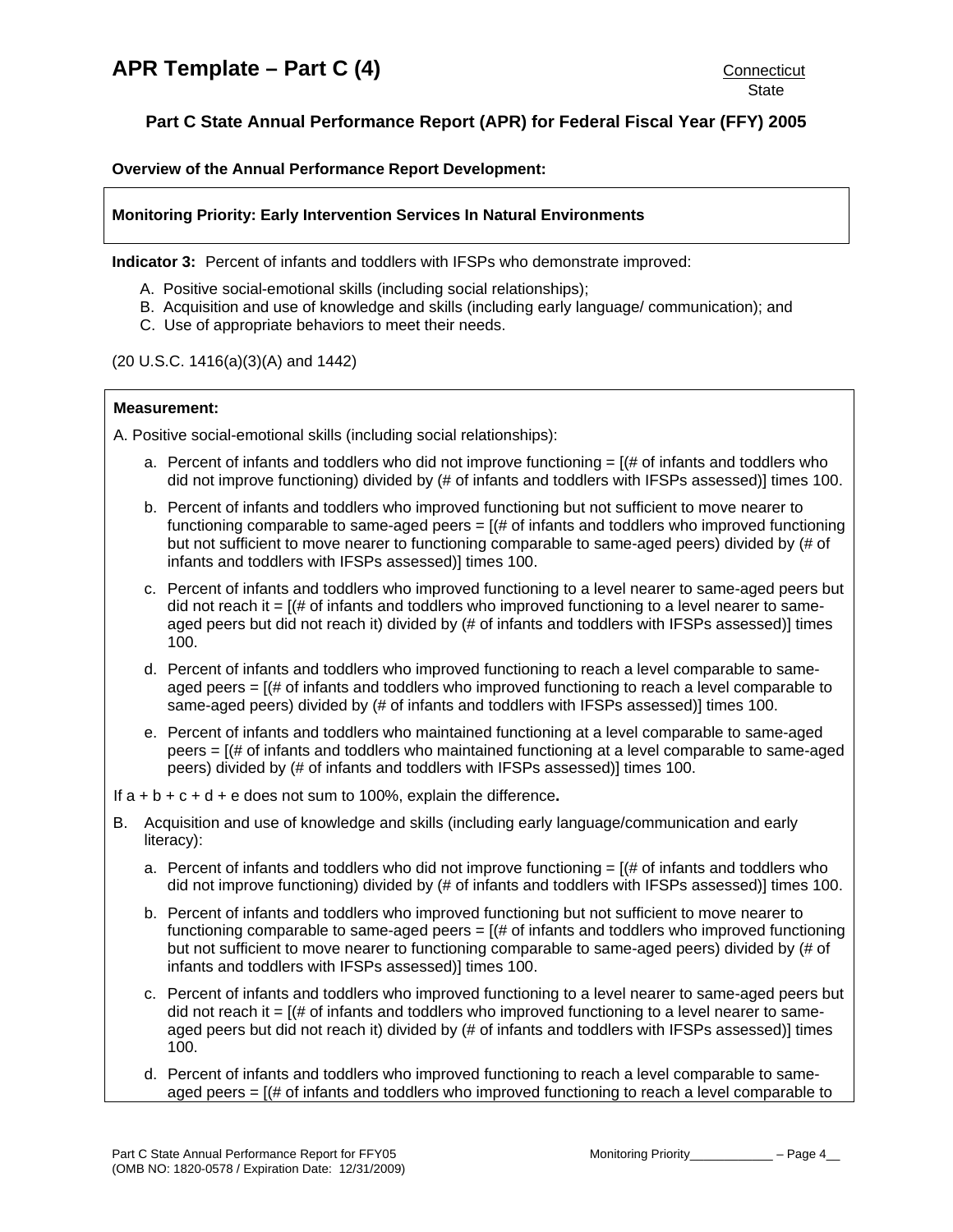# APR Template – Part C (4)

Connecticut
State

## Part C State Annual Performance Report (APR) for Federal Fiscal Year (FFY) 2005

**Overview of the Annual Performance Report Development:**

**Monitoring Priority: Early Intervention Services In Natural Environments**

**Indicator 3:** Percent of infants and toddlers with IFSPs who demonstrate improved:

A. Positive social-emotional skills (including social relationships);
B. Acquisition and use of knowledge and skills (including early language/ communication); and
C. Use of appropriate behaviors to meet their needs.

(20 U.S.C. 1416(a)(3)(A) and 1442)

**Measurement:**

A. Positive social-emotional skills (including social relationships):

a. Percent of infants and toddlers who did not improve functioning = [(# of infants and toddlers who did not improve functioning) divided by (# of infants and toddlers with IFSPs assessed)] times 100.

b. Percent of infants and toddlers who improved functioning but not sufficient to move nearer to functioning comparable to same-aged peers = [(# of infants and toddlers who improved functioning but not sufficient to move nearer to functioning comparable to same-aged peers) divided by (# of infants and toddlers with IFSPs assessed)] times 100.

c. Percent of infants and toddlers who improved functioning to a level nearer to same-aged peers but did not reach it = [(# of infants and toddlers who improved functioning to a level nearer to same-aged peers but did not reach it) divided by (# of infants and toddlers with IFSPs assessed)] times 100.

d. Percent of infants and toddlers who improved functioning to reach a level comparable to same-aged peers = [(# of infants and toddlers who improved functioning to reach a level comparable to same-aged peers) divided by (# of infants and toddlers with IFSPs assessed)] times 100.

e. Percent of infants and toddlers who maintained functioning at a level comparable to same-aged peers = [(# of infants and toddlers who maintained functioning at a level comparable to same-aged peers) divided by (# of infants and toddlers with IFSPs assessed)] times 100.

If a + b + c + d + e does not sum to 100%, explain the difference**.**

B. Acquisition and use of knowledge and skills (including early language/communication and early literacy):

a. Percent of infants and toddlers who did not improve functioning = [(# of infants and toddlers who did not improve functioning) divided by (# of infants and toddlers with IFSPs assessed)] times 100.

b. Percent of infants and toddlers who improved functioning but not sufficient to move nearer to functioning comparable to same-aged peers = [(# of infants and toddlers who improved functioning but not sufficient to move nearer to functioning comparable to same-aged peers) divided by (# of infants and toddlers with IFSPs assessed)] times 100.

c. Percent of infants and toddlers who improved functioning to a level nearer to same-aged peers but did not reach it = [(# of infants and toddlers who improved functioning to a level nearer to same-aged peers but did not reach it) divided by (# of infants and toddlers with IFSPs assessed)] times 100.

d. Percent of infants and toddlers who improved functioning to reach a level comparable to same-aged peers = [(# of infants and toddlers who improved functioning to reach a level comparable to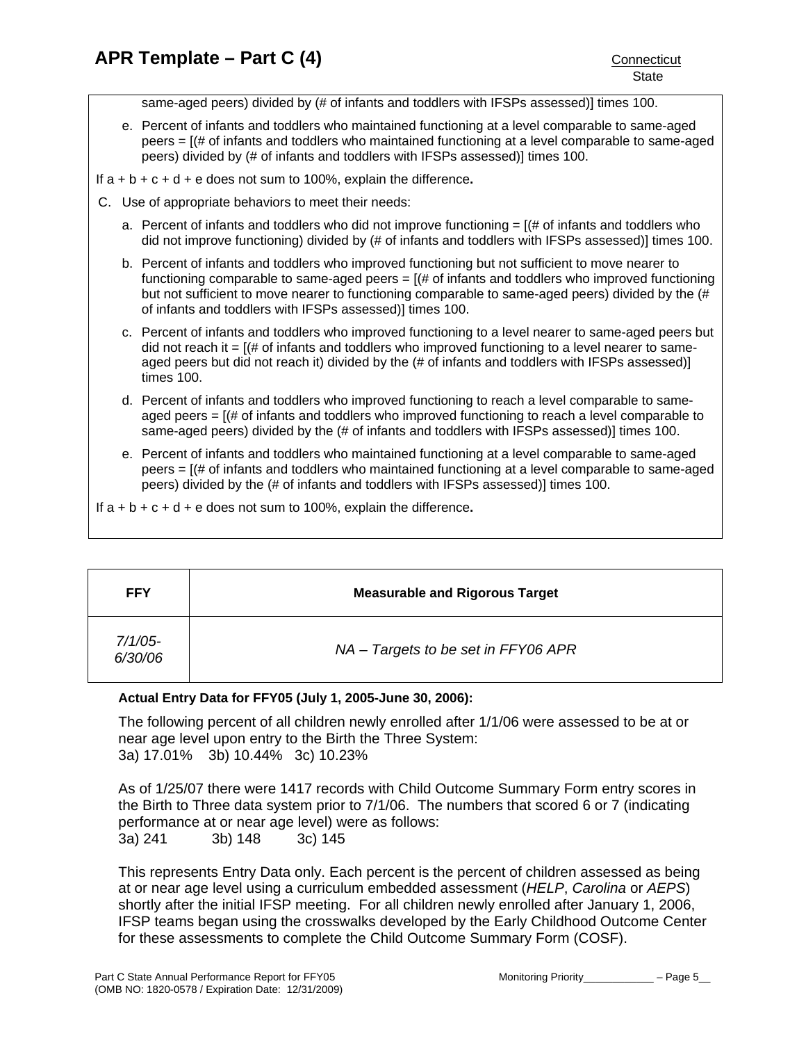same-aged peers) divided by (# of infants and toddlers with IFSPs assessed)] times 100.

e. Percent of infants and toddlers who maintained functioning at a level comparable to same-aged peers = [(# of infants and toddlers who maintained functioning at a level comparable to same-aged peers) divided by (# of infants and toddlers with IFSPs assessed)] times 100.

If a + b + c + d + e does not sum to 100%, explain the difference**.**

C. Use of appropriate behaviors to meet their needs:

a. Percent of infants and toddlers who did not improve functioning = [(# of infants and toddlers who did not improve functioning) divided by (# of infants and toddlers with IFSPs assessed)] times 100.

b. Percent of infants and toddlers who improved functioning but not sufficient to move nearer to functioning comparable to same-aged peers = [(# of infants and toddlers who improved functioning but not sufficient to move nearer to functioning comparable to same-aged peers) divided by the (# of infants and toddlers with IFSPs assessed)] times 100.

c. Percent of infants and toddlers who improved functioning to a level nearer to same-aged peers but did not reach it = [(# of infants and toddlers who improved functioning to a level nearer to same-aged peers but did not reach it) divided by the (# of infants and toddlers with IFSPs assessed)] times 100.

d. Percent of infants and toddlers who improved functioning to reach a level comparable to same-aged peers = [(# of infants and toddlers who improved functioning to reach a level comparable to same-aged peers) divided by the (# of infants and toddlers with IFSPs assessed)] times 100.

e. Percent of infants and toddlers who maintained functioning at a level comparable to same-aged peers = [(# of infants and toddlers who maintained functioning at a level comparable to same-aged peers) divided by the (# of infants and toddlers with IFSPs assessed)] times 100.

If a + b + c + d + e does not sum to 100%, explain the difference**.**

| FFY | Measurable and Rigorous Target |
|---|---|
| *7/1/05-6/30/06* | *NA – Targets to be set in FFY06 APR* |

**Actual Entry Data for FFY05 (July 1, 2005-June 30, 2006):**

The following percent of all children newly enrolled after 1/1/06 were assessed to be at or near age level upon entry to the Birth the Three System:
3a) 17.01%  3b) 10.44%  3c) 10.23%

As of 1/25/07 there were 1417 records with Child Outcome Summary Form entry scores in the Birth to Three data system prior to 7/1/06. The numbers that scored 6 or 7 (indicating performance at or near age level) were as follows:
3a) 241  3b) 148  3c) 145

This represents Entry Data only. Each percent is the percent of children assessed as being at or near age level using a curriculum embedded assessment (*HELP*, *Carolina* or *AEPS*) shortly after the initial IFSP meeting. For all children newly enrolled after January 1, 2006, IFSP teams began using the crosswalks developed by the Early Childhood Outcome Center for these assessments to complete the Child Outcome Summary Form (COSF).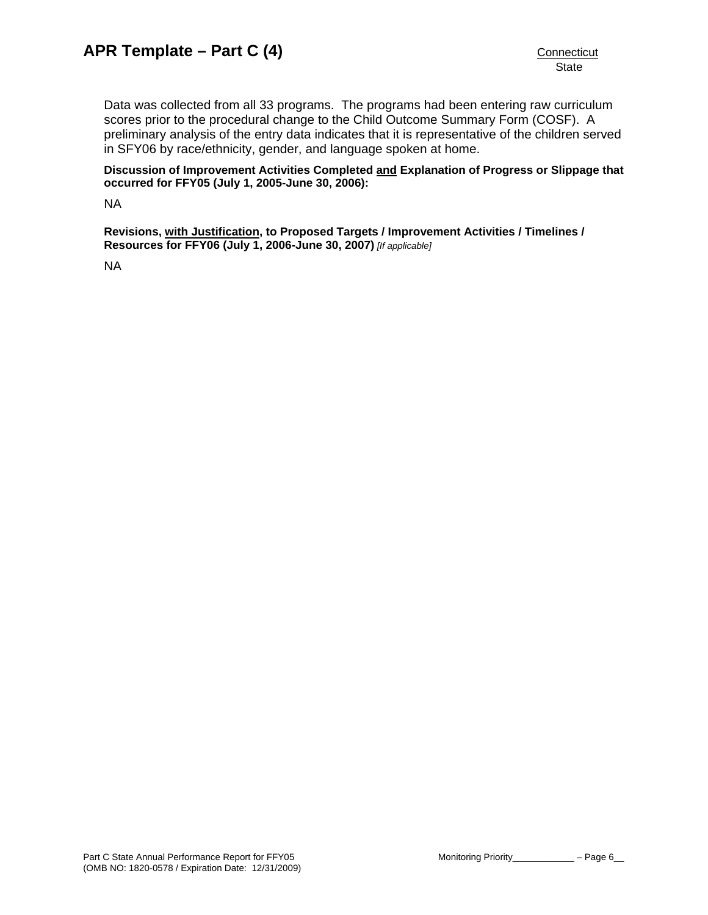Data was collected from all 33 programs. The programs had been entering raw curriculum scores prior to the procedural change to the Child Outcome Summary Form (COSF). A preliminary analysis of the entry data indicates that it is representative of the children served in SFY06 by race/ethnicity, gender, and language spoken at home.

**Discussion of Improvement Activities Completed <u>and</u> Explanation of Progress or Slippage that occurred for FFY05 (July 1, 2005-June 30, 2006):**

NA

**Revisions, <u>with Justification</u>, to Proposed Targets / Improvement Activities / Timelines / Resources for FFY06 (July 1, 2006-June 30, 2007)** *[If applicable]*

NA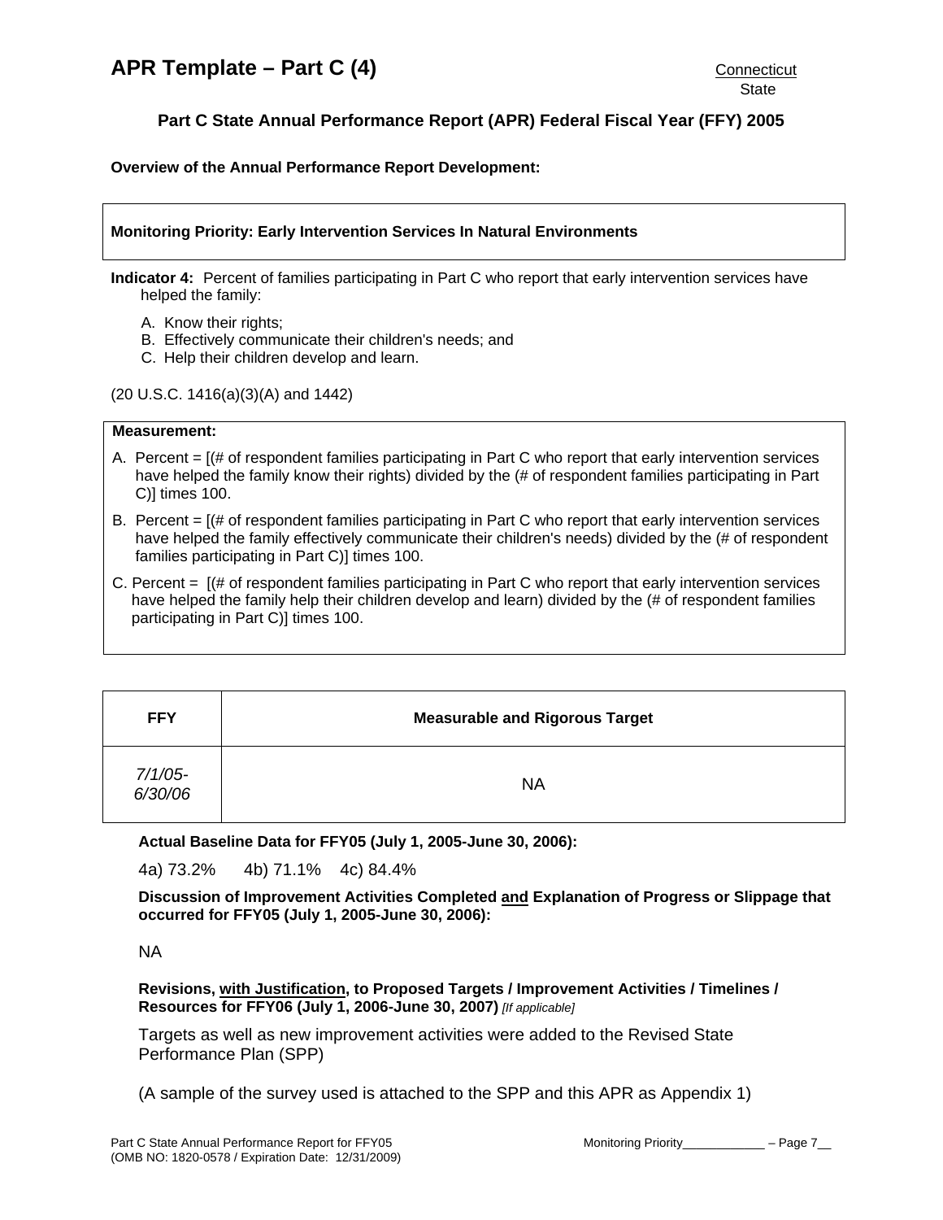# APR Template – Part C (4)

Connecticut
State

## Part C State Annual Performance Report (APR) Federal Fiscal Year (FFY) 2005

**Overview of the Annual Performance Report Development:**

| **Monitoring Priority: Early Intervention Services In Natural Environments** |
|---|

**Indicator 4:** Percent of families participating in Part C who report that early intervention services have helped the family:

A. Know their rights;
B. Effectively communicate their children's needs; and
C. Help their children develop and learn.

(20 U.S.C. 1416(a)(3)(A) and 1442)

**Measurement:**

A. Percent = [(# of respondent families participating in Part C who report that early intervention services have helped the family know their rights) divided by the (# of respondent families participating in Part C)] times 100.

B. Percent = [(# of respondent families participating in Part C who report that early intervention services have helped the family effectively communicate their children's needs) divided by the (# of respondent families participating in Part C)] times 100.

C. Percent = [(# of respondent families participating in Part C who report that early intervention services have helped the family help their children develop and learn) divided by the (# of respondent families participating in Part C)] times 100.

| FFY | Measurable and Rigorous Target |
|---|---|
| *7/1/05-6/30/06* | NA |

**Actual Baseline Data for FFY05 (July 1, 2005-June 30, 2006):**

4a) 73.2%  4b) 71.1%  4c) 84.4%

**Discussion of Improvement Activities Completed and Explanation of Progress or Slippage that occurred for FFY05 (July 1, 2005-June 30, 2006):**

NA

**Revisions, with Justification, to Proposed Targets / Improvement Activities / Timelines / Resources for FFY06 (July 1, 2006-June 30, 2007)** *[If applicable]*

Targets as well as new improvement activities were added to the Revised State Performance Plan (SPP)

(A sample of the survey used is attached to the SPP and this APR as Appendix 1)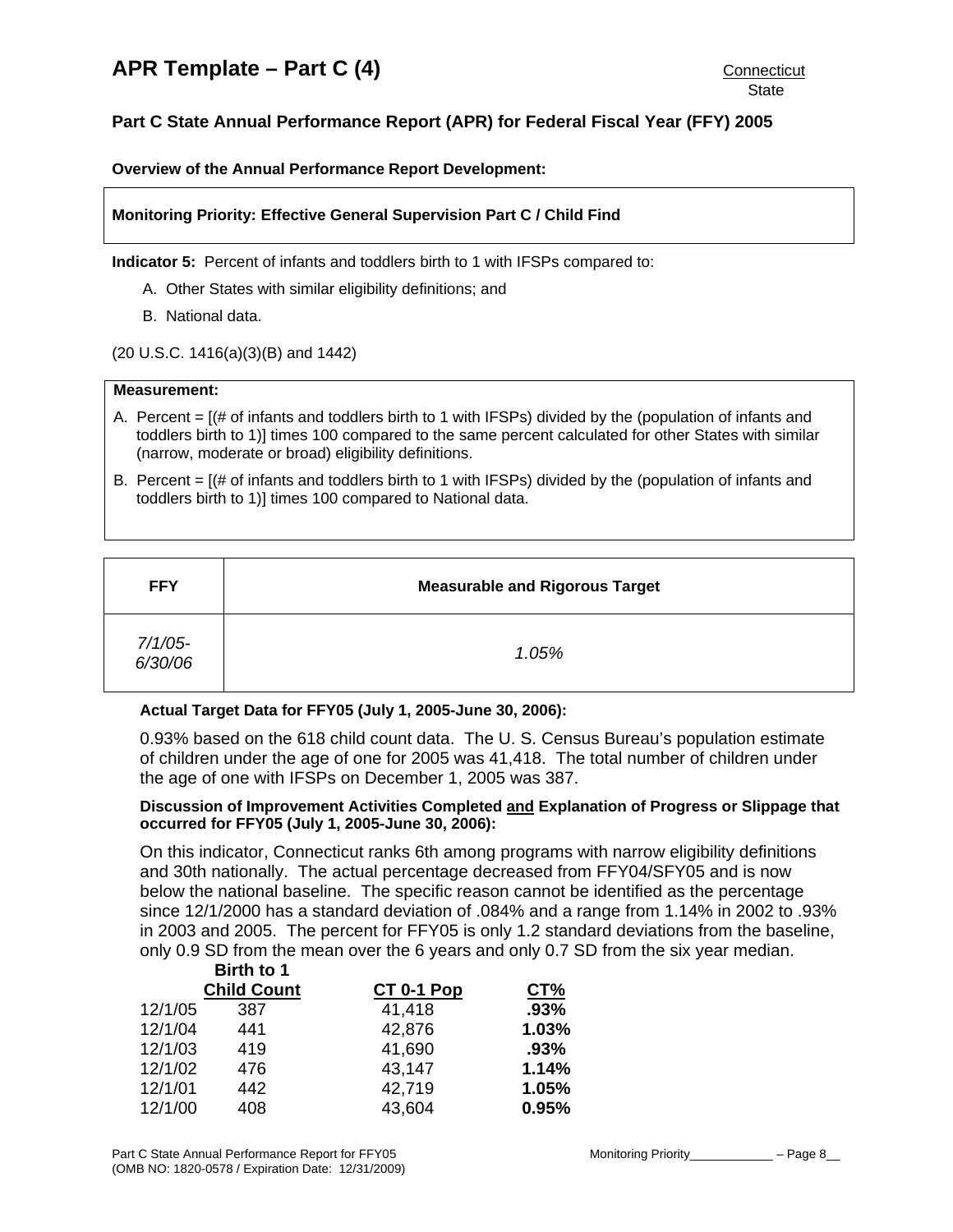# APR Template – Part C (4)

Connecticut
State

## Part C State Annual Performance Report (APR) for Federal Fiscal Year (FFY) 2005

**Overview of the Annual Performance Report Development:**

**Monitoring Priority: Effective General Supervision Part C / Child Find**

**Indicator 5:** Percent of infants and toddlers birth to 1 with IFSPs compared to:

A. Other States with similar eligibility definitions; and

B. National data.

(20 U.S.C. 1416(a)(3)(B) and 1442)

**Measurement:**

A. Percent = [(# of infants and toddlers birth to 1 with IFSPs) divided by the (population of infants and toddlers birth to 1)] times 100 compared to the same percent calculated for other States with similar (narrow, moderate or broad) eligibility definitions.

B. Percent = [(# of infants and toddlers birth to 1 with IFSPs) divided by the (population of infants and toddlers birth to 1)] times 100 compared to National data.

| FFY | Measurable and Rigorous Target |
|---|---|
| *7/1/05-6/30/06* | *1.05%* |

**Actual Target Data for FFY05 (July 1, 2005-June 30, 2006):**

0.93% based on the 618 child count data. The U. S. Census Bureau's population estimate of children under the age of one for 2005 was 41,418. The total number of children under the age of one with IFSPs on December 1, 2005 was 387.

**Discussion of Improvement Activities Completed and Explanation of Progress or Slippage that occurred for FFY05 (July 1, 2005-June 30, 2006):**

On this indicator, Connecticut ranks 6th among programs with narrow eligibility definitions and 30th nationally. The actual percentage decreased from FFY04/SFY05 and is now below the national baseline. The specific reason cannot be identified as the percentage since 12/1/2000 has a standard deviation of .084% and a range from 1.14% in 2002 to .93% in 2003 and 2005. The percent for FFY05 is only 1.2 standard deviations from the baseline, only 0.9 SD from the mean over the 6 years and only 0.7 SD from the six year median.

| | Birth to 1 Child Count | CT 0-1 Pop | CT% |
|---|---|---|---|
| 12/1/05 | 387 | 41,418 | **.93%** |
| 12/1/04 | 441 | 42,876 | **1.03%** |
| 12/1/03 | 419 | 41,690 | **.93%** |
| 12/1/02 | 476 | 43,147 | **1.14%** |
| 12/1/01 | 442 | 42,719 | **1.05%** |
| 12/1/00 | 408 | 43,604 | **0.95%** |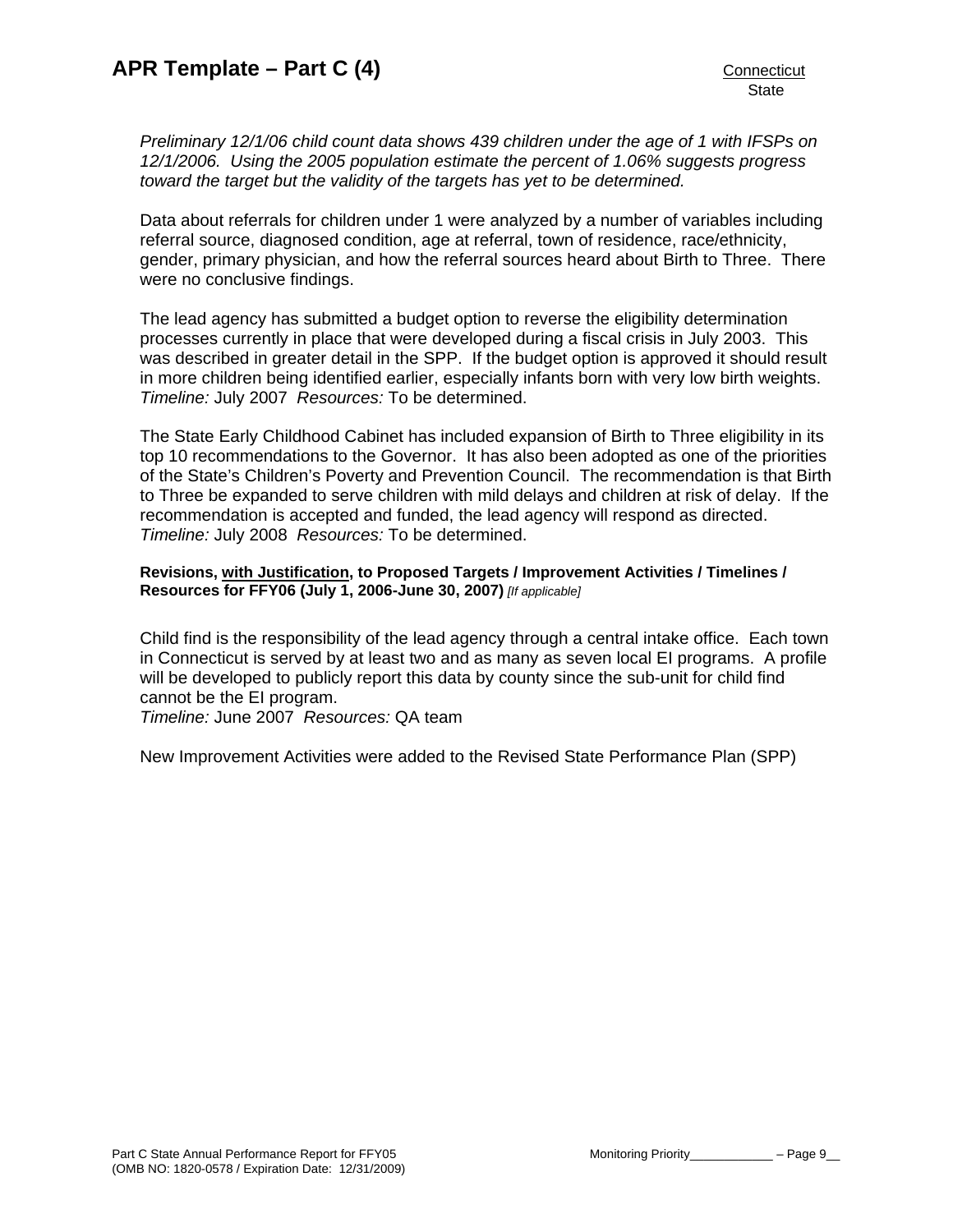*Preliminary 12/1/06 child count data shows 439 children under the age of 1 with IFSPs on 12/1/2006. Using the 2005 population estimate the percent of 1.06% suggests progress toward the target but the validity of the targets has yet to be determined.*

Data about referrals for children under 1 were analyzed by a number of variables including referral source, diagnosed condition, age at referral, town of residence, race/ethnicity, gender, primary physician, and how the referral sources heard about Birth to Three. There were no conclusive findings.

The lead agency has submitted a budget option to reverse the eligibility determination processes currently in place that were developed during a fiscal crisis in July 2003. This was described in greater detail in the SPP. If the budget option is approved it should result in more children being identified earlier, especially infants born with very low birth weights. *Timeline:* July 2007 *Resources:* To be determined.

The State Early Childhood Cabinet has included expansion of Birth to Three eligibility in its top 10 recommendations to the Governor. It has also been adopted as one of the priorities of the State's Children's Poverty and Prevention Council. The recommendation is that Birth to Three be expanded to serve children with mild delays and children at risk of delay. If the recommendation is accepted and funded, the lead agency will respond as directed. *Timeline:* July 2008 *Resources:* To be determined.

**Revisions, with Justification, to Proposed Targets / Improvement Activities / Timelines / Resources for FFY06 (July 1, 2006-June 30, 2007)** *[If applicable]*

Child find is the responsibility of the lead agency through a central intake office. Each town in Connecticut is served by at least two and as many as seven local EI programs. A profile will be developed to publicly report this data by county since the sub-unit for child find cannot be the EI program.
*Timeline:* June 2007 *Resources:* QA team

New Improvement Activities were added to the Revised State Performance Plan (SPP)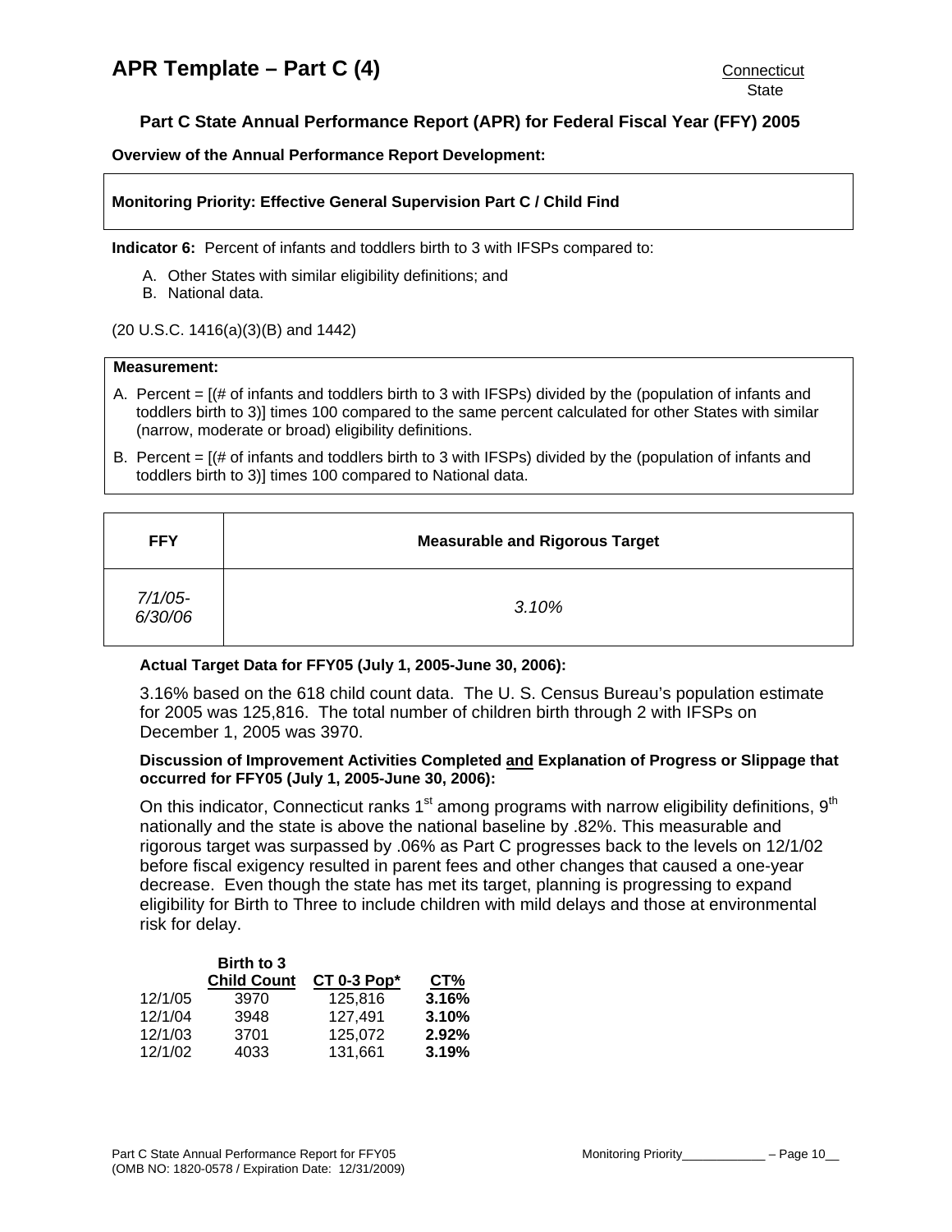# APR Template – Part C (4)

Connecticut
State

## Part C State Annual Performance Report (APR) for Federal Fiscal Year (FFY) 2005

**Overview of the Annual Performance Report Development:**

**Monitoring Priority: Effective General Supervision Part C / Child Find**

**Indicator 6:** Percent of infants and toddlers birth to 3 with IFSPs compared to:

A. Other States with similar eligibility definitions; and
B. National data.

(20 U.S.C. 1416(a)(3)(B) and 1442)

**Measurement:**

A. Percent = [(# of infants and toddlers birth to 3 with IFSPs) divided by the (population of infants and toddlers birth to 3)] times 100 compared to the same percent calculated for other States with similar (narrow, moderate or broad) eligibility definitions.

B. Percent = [(# of infants and toddlers birth to 3 with IFSPs) divided by the (population of infants and toddlers birth to 3)] times 100 compared to National data.

| FFY | Measurable and Rigorous Target |
|---|---|
| *7/1/05-6/30/06* | *3.10%* |

**Actual Target Data for FFY05 (July 1, 2005-June 30, 2006):**

3.16% based on the 618 child count data. The U. S. Census Bureau's population estimate for 2005 was 125,816. The total number of children birth through 2 with IFSPs on December 1, 2005 was 3970.

**Discussion of Improvement Activities Completed and Explanation of Progress or Slippage that occurred for FFY05 (July 1, 2005-June 30, 2006):**

On this indicator, Connecticut ranks 1st among programs with narrow eligibility definitions, 9th nationally and the state is above the national baseline by .82%. This measurable and rigorous target was surpassed by .06% as Part C progresses back to the levels on 12/1/02 before fiscal exigency resulted in parent fees and other changes that caused a one-year decrease. Even though the state has met its target, planning is progressing to expand eligibility for Birth to Three to include children with mild delays and those at environmental risk for delay.

| | Birth to 3 Child Count | CT 0-3 Pop* | CT% |
|---|---|---|---|
| 12/1/05 | 3970 | 125,816 | **3.16%** |
| 12/1/04 | 3948 | 127,491 | **3.10%** |
| 12/1/03 | 3701 | 125,072 | **2.92%** |
| 12/1/02 | 4033 | 131,661 | **3.19%** |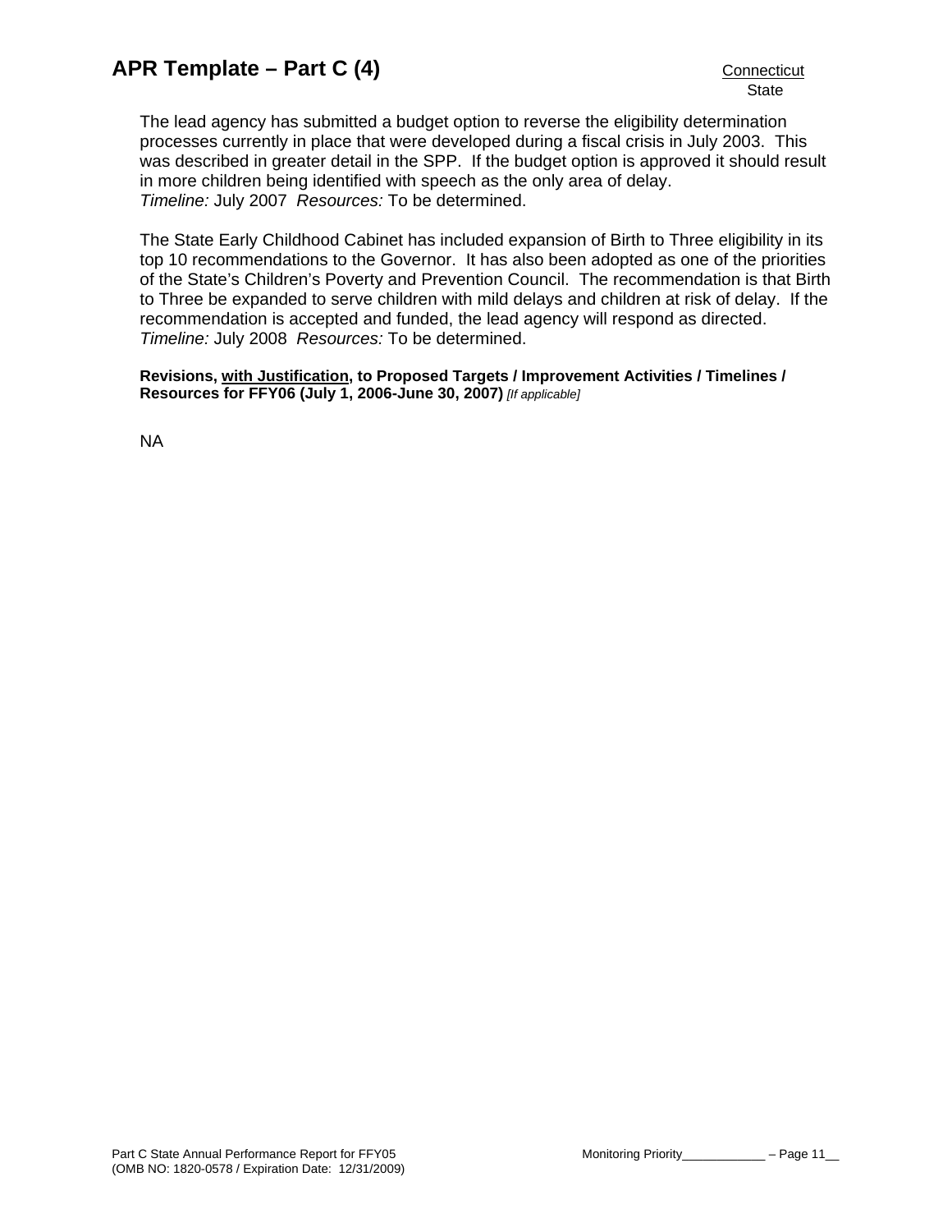The lead agency has submitted a budget option to reverse the eligibility determination processes currently in place that were developed during a fiscal crisis in July 2003. This was described in greater detail in the SPP. If the budget option is approved it should result in more children being identified with speech as the only area of delay.
*Timeline:* July 2007 *Resources:* To be determined.

The State Early Childhood Cabinet has included expansion of Birth to Three eligibility in its top 10 recommendations to the Governor. It has also been adopted as one of the priorities of the State's Children's Poverty and Prevention Council. The recommendation is that Birth to Three be expanded to serve children with mild delays and children at risk of delay. If the recommendation is accepted and funded, the lead agency will respond as directed.
*Timeline:* July 2008 *Resources:* To be determined.

**Revisions, <u>with Justification</u>, to Proposed Targets / Improvement Activities / Timelines / Resources for FFY06 (July 1, 2006-June 30, 2007)** *[If applicable]*

NA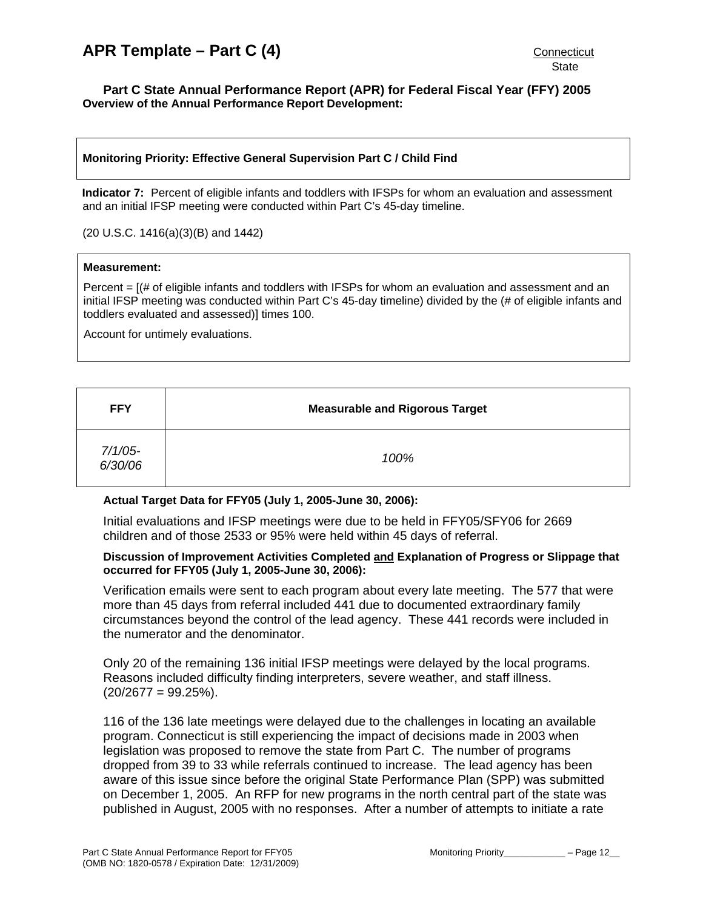**Part C State Annual Performance Report (APR) for Federal Fiscal Year (FFY) 2005**
**Overview of the Annual Performance Report Development:**

**Monitoring Priority: Effective General Supervision Part C / Child Find**

**Indicator 7:** Percent of eligible infants and toddlers with IFSPs for whom an evaluation and assessment and an initial IFSP meeting were conducted within Part C's 45-day timeline.

(20 U.S.C. 1416(a)(3)(B) and 1442)

**Measurement:**

Percent = [(# of eligible infants and toddlers with IFSPs for whom an evaluation and assessment and an initial IFSP meeting was conducted within Part C's 45-day timeline) divided by the (# of eligible infants and toddlers evaluated and assessed)] times 100.

Account for untimely evaluations.

| FFY | Measurable and Rigorous Target |
|---|---|
| *7/1/05-6/30/06* | *100%* |

**Actual Target Data for FFY05 (July 1, 2005-June 30, 2006):**

Initial evaluations and IFSP meetings were due to be held in FFY05/SFY06 for 2669 children and of those 2533 or 95% were held within 45 days of referral.

**Discussion of Improvement Activities Completed and Explanation of Progress or Slippage that occurred for FFY05 (July 1, 2005-June 30, 2006):**

Verification emails were sent to each program about every late meeting. The 577 that were more than 45 days from referral included 441 due to documented extraordinary family circumstances beyond the control of the lead agency. These 441 records were included in the numerator and the denominator.

Only 20 of the remaining 136 initial IFSP meetings were delayed by the local programs. Reasons included difficulty finding interpreters, severe weather, and staff illness. (20/2677 = 99.25%).

116 of the 136 late meetings were delayed due to the challenges in locating an available program. Connecticut is still experiencing the impact of decisions made in 2003 when legislation was proposed to remove the state from Part C. The number of programs dropped from 39 to 33 while referrals continued to increase. The lead agency has been aware of this issue since before the original State Performance Plan (SPP) was submitted on December 1, 2005. An RFP for new programs in the north central part of the state was published in August, 2005 with no responses. After a number of attempts to initiate a rate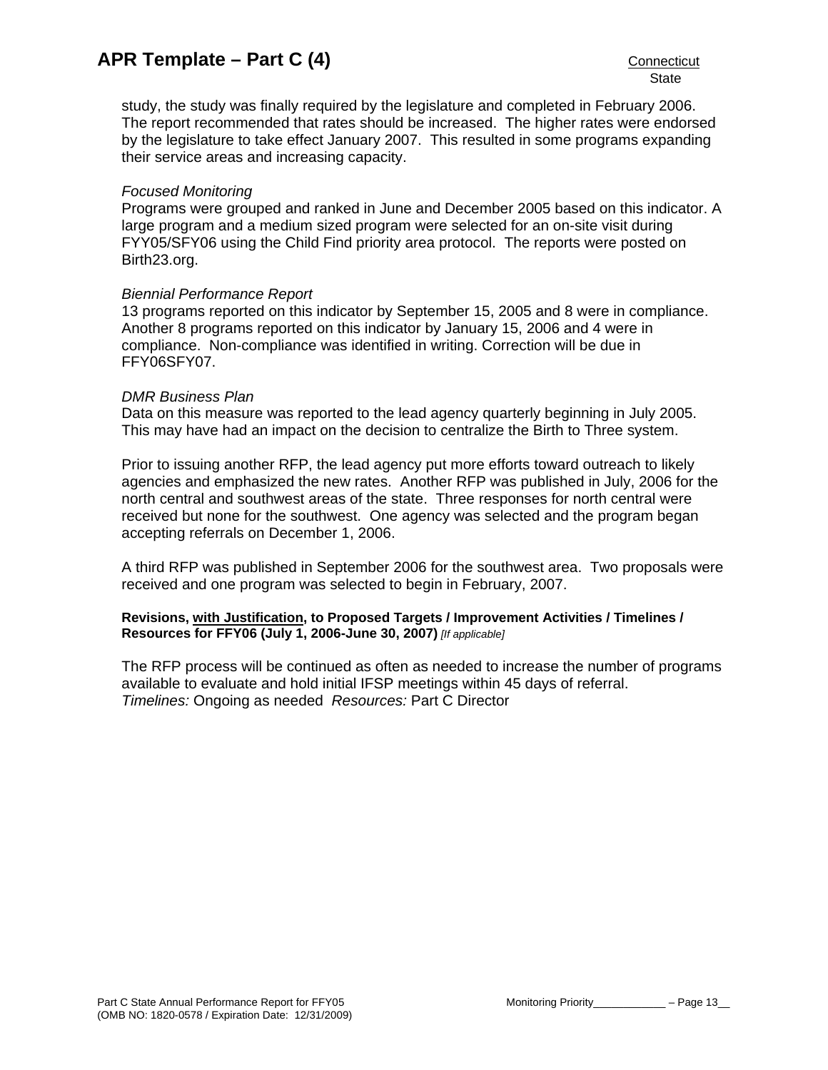study, the study was finally required by the legislature and completed in February 2006. The report recommended that rates should be increased. The higher rates were endorsed by the legislature to take effect January 2007. This resulted in some programs expanding their service areas and increasing capacity.

*Focused Monitoring*
Programs were grouped and ranked in June and December 2005 based on this indicator. A large program and a medium sized program were selected for an on-site visit during FYY05/SFY06 using the Child Find priority area protocol. The reports were posted on Birth23.org.

*Biennial Performance Report*
13 programs reported on this indicator by September 15, 2005 and 8 were in compliance. Another 8 programs reported on this indicator by January 15, 2006 and 4 were in compliance. Non-compliance was identified in writing. Correction will be due in FFY06SFY07.

*DMR Business Plan*
Data on this measure was reported to the lead agency quarterly beginning in July 2005. This may have had an impact on the decision to centralize the Birth to Three system.

Prior to issuing another RFP, the lead agency put more efforts toward outreach to likely agencies and emphasized the new rates. Another RFP was published in July, 2006 for the north central and southwest areas of the state. Three responses for north central were received but none for the southwest. One agency was selected and the program began accepting referrals on December 1, 2006.

A third RFP was published in September 2006 for the southwest area. Two proposals were received and one program was selected to begin in February, 2007.

**Revisions, with Justification, to Proposed Targets / Improvement Activities / Timelines / Resources for FFY06 (July 1, 2006-June 30, 2007)** *[If applicable]*

The RFP process will be continued as often as needed to increase the number of programs available to evaluate and hold initial IFSP meetings within 45 days of referral.
*Timelines:* Ongoing as needed *Resources:* Part C Director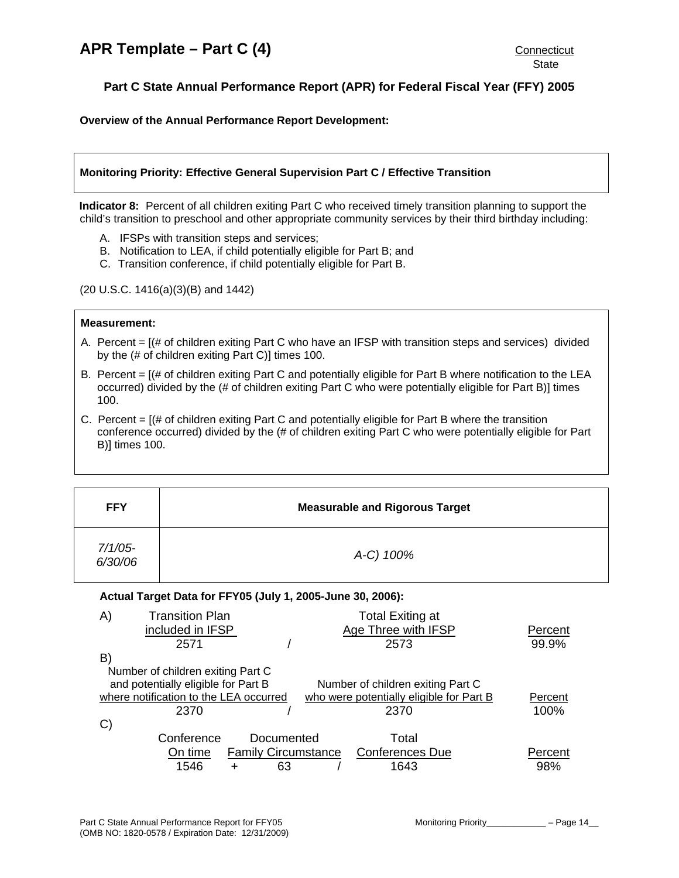# APR Template – Part C (4)

Connecticut
State

## Part C State Annual Performance Report (APR) for Federal Fiscal Year (FFY) 2005

**Overview of the Annual Performance Report Development:**

**Monitoring Priority: Effective General Supervision Part C / Effective Transition**

**Indicator 8:** Percent of all children exiting Part C who received timely transition planning to support the child's transition to preschool and other appropriate community services by their third birthday including:

A. IFSPs with transition steps and services;
B. Notification to LEA, if child potentially eligible for Part B; and
C. Transition conference, if child potentially eligible for Part B.

(20 U.S.C. 1416(a)(3)(B) and 1442)

**Measurement:**

A. Percent = [(# of children exiting Part C who have an IFSP with transition steps and services) divided by the (# of children exiting Part C)] times 100.

B. Percent = [(# of children exiting Part C and potentially eligible for Part B where notification to the LEA occurred) divided by the (# of children exiting Part C who were potentially eligible for Part B)] times 100.

C. Percent = [(# of children exiting Part C and potentially eligible for Part B where the transition conference occurred) divided by the (# of children exiting Part C who were potentially eligible for Part B)] times 100.

| FFY | Measurable and Rigorous Target |
|---|---|
| *7/1/05-6/30/06* | *A-C) 100%* |

**Actual Target Data for FFY05 (July 1, 2005-June 30, 2006):**

A)

| Transition Plan included in IFSP | | Total Exiting at Age Three with IFSP | Percent |
|---|---|---|---|
| 2571 | / | 2573 | 99.9% |

B)

| Number of children exiting Part C and potentially eligible for Part B where notification to the LEA occurred | | Number of children exiting Part C who were potentially eligible for Part B | Percent |
|---|---|---|---|
| 2370 | / | 2370 | 100% |

C)

| Conference On time | | Documented Family Circumstance | | Total Conferences Due | Percent |
|---|---|---|---|---|---|
| 1546 | + | 63 | / | 1643 | 98% |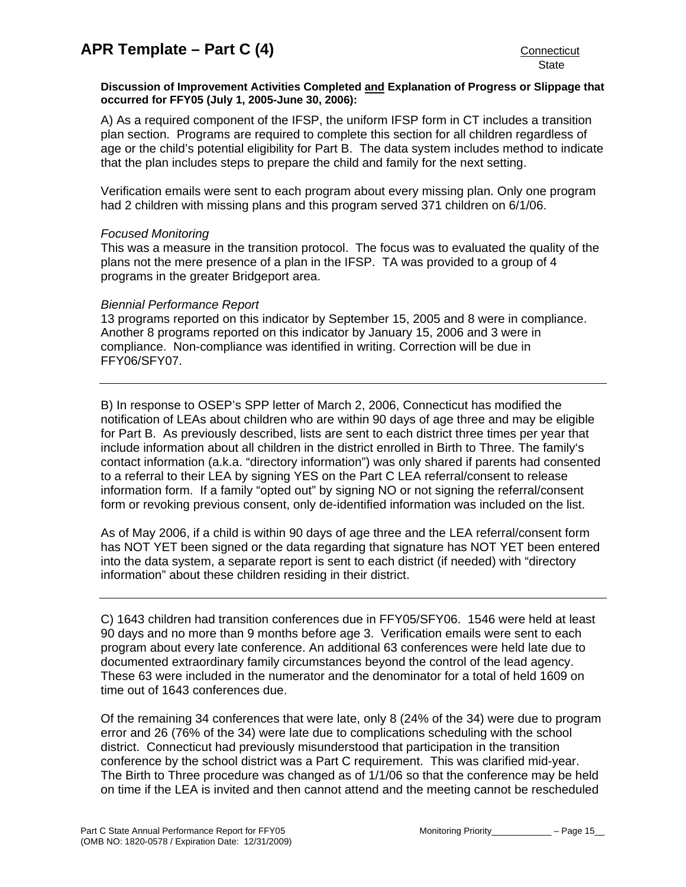**Discussion of Improvement Activities Completed and Explanation of Progress or Slippage that occurred for FFY05 (July 1, 2005-June 30, 2006):**

A) As a required component of the IFSP, the uniform IFSP form in CT includes a transition plan section. Programs are required to complete this section for all children regardless of age or the child's potential eligibility for Part B. The data system includes method to indicate that the plan includes steps to prepare the child and family for the next setting.

Verification emails were sent to each program about every missing plan. Only one program had 2 children with missing plans and this program served 371 children on 6/1/06.

*Focused Monitoring*
This was a measure in the transition protocol. The focus was to evaluated the quality of the plans not the mere presence of a plan in the IFSP. TA was provided to a group of 4 programs in the greater Bridgeport area.

*Biennial Performance Report*
13 programs reported on this indicator by September 15, 2005 and 8 were in compliance. Another 8 programs reported on this indicator by January 15, 2006 and 3 were in compliance. Non-compliance was identified in writing. Correction will be due in FFY06/SFY07.

---

B) In response to OSEP's SPP letter of March 2, 2006, Connecticut has modified the notification of LEAs about children who are within 90 days of age three and may be eligible for Part B. As previously described, lists are sent to each district three times per year that include information about all children in the district enrolled in Birth to Three. The family's contact information (a.k.a. "directory information") was only shared if parents had consented to a referral to their LEA by signing YES on the Part C LEA referral/consent to release information form. If a family "opted out" by signing NO or not signing the referral/consent form or revoking previous consent, only de-identified information was included on the list.

As of May 2006, if a child is within 90 days of age three and the LEA referral/consent form has NOT YET been signed or the data regarding that signature has NOT YET been entered into the data system, a separate report is sent to each district (if needed) with "directory information" about these children residing in their district.

---

C) 1643 children had transition conferences due in FFY05/SFY06. 1546 were held at least 90 days and no more than 9 months before age 3. Verification emails were sent to each program about every late conference. An additional 63 conferences were held late due to documented extraordinary family circumstances beyond the control of the lead agency. These 63 were included in the numerator and the denominator for a total of held 1609 on time out of 1643 conferences due.

Of the remaining 34 conferences that were late, only 8 (24% of the 34) were due to program error and 26 (76% of the 34) were late due to complications scheduling with the school district. Connecticut had previously misunderstood that participation in the transition conference by the school district was a Part C requirement. This was clarified mid-year. The Birth to Three procedure was changed as of 1/1/06 so that the conference may be held on time if the LEA is invited and then cannot attend and the meeting cannot be rescheduled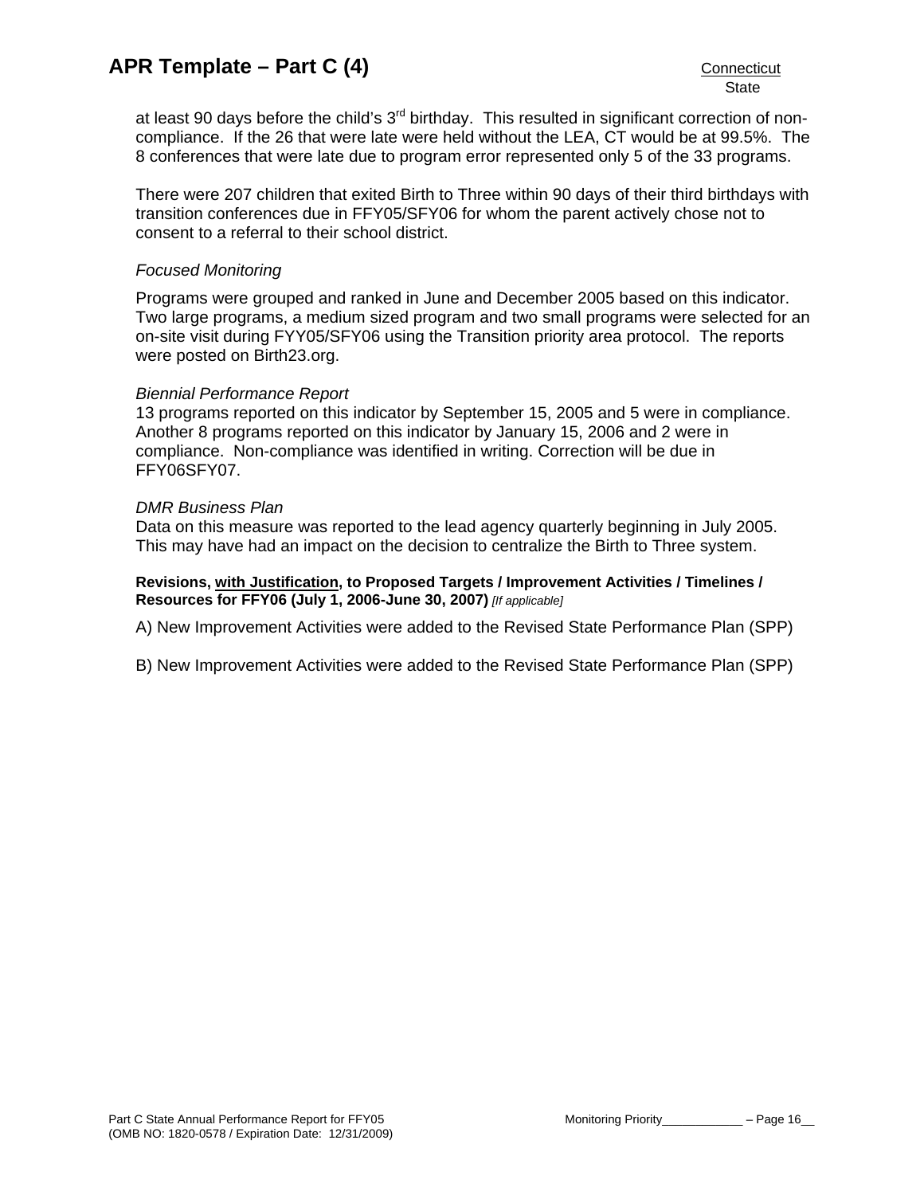at least 90 days before the child's 3rd birthday. This resulted in significant correction of non-compliance. If the 26 that were late were held without the LEA, CT would be at 99.5%. The 8 conferences that were late due to program error represented only 5 of the 33 programs.

There were 207 children that exited Birth to Three within 90 days of their third birthdays with transition conferences due in FFY05/SFY06 for whom the parent actively chose not to consent to a referral to their school district.

*Focused Monitoring*

Programs were grouped and ranked in June and December 2005 based on this indicator. Two large programs, a medium sized program and two small programs were selected for an on-site visit during FYY05/SFY06 using the Transition priority area protocol. The reports were posted on Birth23.org.

*Biennial Performance Report*

13 programs reported on this indicator by September 15, 2005 and 5 were in compliance. Another 8 programs reported on this indicator by January 15, 2006 and 2 were in compliance. Non-compliance was identified in writing. Correction will be due in FFY06SFY07.

*DMR Business Plan*

Data on this measure was reported to the lead agency quarterly beginning in July 2005. This may have had an impact on the decision to centralize the Birth to Three system.

**Revisions, with Justification, to Proposed Targets / Improvement Activities / Timelines / Resources for FFY06 (July 1, 2006-June 30, 2007)** *[If applicable]*

A) New Improvement Activities were added to the Revised State Performance Plan (SPP)

B) New Improvement Activities were added to the Revised State Performance Plan (SPP)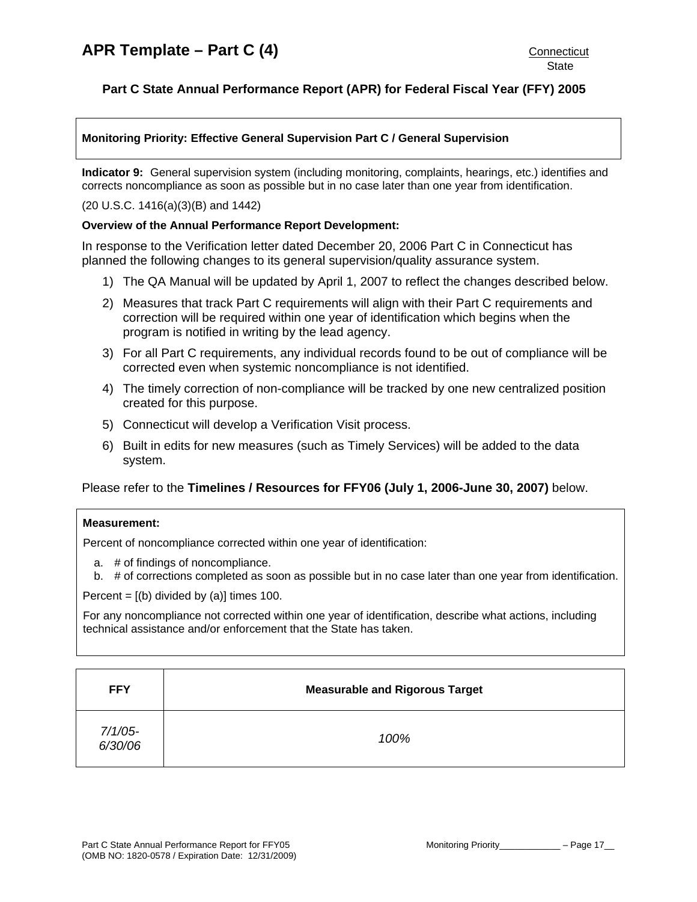**Monitoring Priority: Effective General Supervision Part C / General Supervision**

**Indicator 9:** General supervision system (including monitoring, complaints, hearings, etc.) identifies and corrects noncompliance as soon as possible but in no case later than one year from identification.

(20 U.S.C. 1416(a)(3)(B) and 1442)

**Overview of the Annual Performance Report Development:**

In response to the Verification letter dated December 20, 2006 Part C in Connecticut has planned the following changes to its general supervision/quality assurance system.

1) The QA Manual will be updated by April 1, 2007 to reflect the changes described below.
2) Measures that track Part C requirements will align with their Part C requirements and correction will be required within one year of identification which begins when the program is notified in writing by the lead agency.
3) For all Part C requirements, any individual records found to be out of compliance will be corrected even when systemic noncompliance is not identified.
4) The timely correction of non-compliance will be tracked by one new centralized position created for this purpose.
5) Connecticut will develop a Verification Visit process.
6) Built in edits for new measures (such as Timely Services) will be added to the data system.

Please refer to the **Timelines / Resources for FFY06 (July 1, 2006-June 30, 2007)** below.

**Measurement:**

Percent of noncompliance corrected within one year of identification:

a. # of findings of noncompliance.
b. # of corrections completed as soon as possible but in no case later than one year from identification.

Percent = [(b) divided by (a)] times 100.

For any noncompliance not corrected within one year of identification, describe what actions, including technical assistance and/or enforcement that the State has taken.

| FFY | Measurable and Rigorous Target |
|---|---|
| *7/1/05-6/30/06* | *100%* |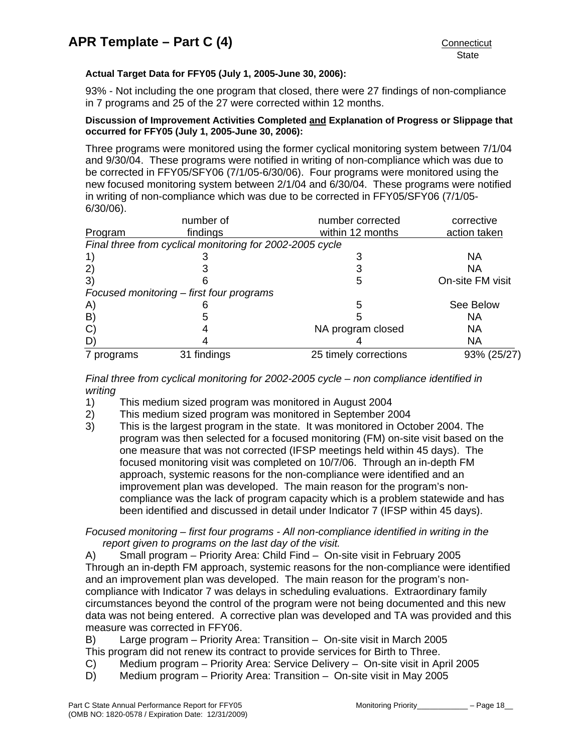**Actual Target Data for FFY05 (July 1, 2005-June 30, 2006):**

93% - Not including the one program that closed, there were 27 findings of non-compliance in 7 programs and 25 of the 27 were corrected within 12 months.

**Discussion of Improvement Activities Completed and Explanation of Progress or Slippage that occurred for FFY05 (July 1, 2005-June 30, 2006):**

Three programs were monitored using the former cyclical monitoring system between 7/1/04 and 9/30/04. These programs were notified in writing of non-compliance which was due to be corrected in FFY05/SFY06 (7/1/05-6/30/06). Four programs were monitored using the new focused monitoring system between 2/1/04 and 6/30/04. These programs were notified in writing of non-compliance which was due to be corrected in FFY05/SFY06 (7/1/05-6/30/06).

| Program | number of findings | number corrected within 12 months | corrective action taken |
|---|---|---|---|
| *Final three from cyclical monitoring for 2002-2005 cycle* | | | |
| 1) | 3 | 3 | NA |
| 2) | 3 | 3 | NA |
| 3) | 6 | 5 | On-site FM visit |
| *Focused monitoring – first four programs* | | | |
| A) | 6 | 5 | See Below |
| B) | 5 | 5 | NA |
| C) | 4 | NA program closed | NA |
| D) | 4 | 4 | NA |
| 7 programs | 31 findings | 25 timely corrections | 93% (25/27) |

*Final three from cyclical monitoring for 2002-2005 cycle – non compliance identified in writing*

1) This medium sized program was monitored in August 2004
2) This medium sized program was monitored in September 2004
3) This is the largest program in the state. It was monitored in October 2004. The program was then selected for a focused monitoring (FM) on-site visit based on the one measure that was not corrected (IFSP meetings held within 45 days). The focused monitoring visit was completed on 10/7/06. Through an in-depth FM approach, systemic reasons for the non-compliance were identified and an improvement plan was developed. The main reason for the program's non-compliance was the lack of program capacity which is a problem statewide and has been identified and discussed in detail under Indicator 7 (IFSP within 45 days).

*Focused monitoring – first four programs - All non-compliance identified in writing in the report given to programs on the last day of the visit.*

A) Small program – Priority Area: Child Find – On-site visit in February 2005
Through an in-depth FM approach, systemic reasons for the non-compliance were identified and an improvement plan was developed. The main reason for the program's non-compliance with Indicator 7 was delays in scheduling evaluations. Extraordinary family circumstances beyond the control of the program were not being documented and this new data was not being entered. A corrective plan was developed and TA was provided and this measure was corrected in FFY06.

B) Large program – Priority Area: Transition – On-site visit in March 2005
This program did not renew its contract to provide services for Birth to Three.

C) Medium program – Priority Area: Service Delivery – On-site visit in April 2005

D) Medium program – Priority Area: Transition – On-site visit in May 2005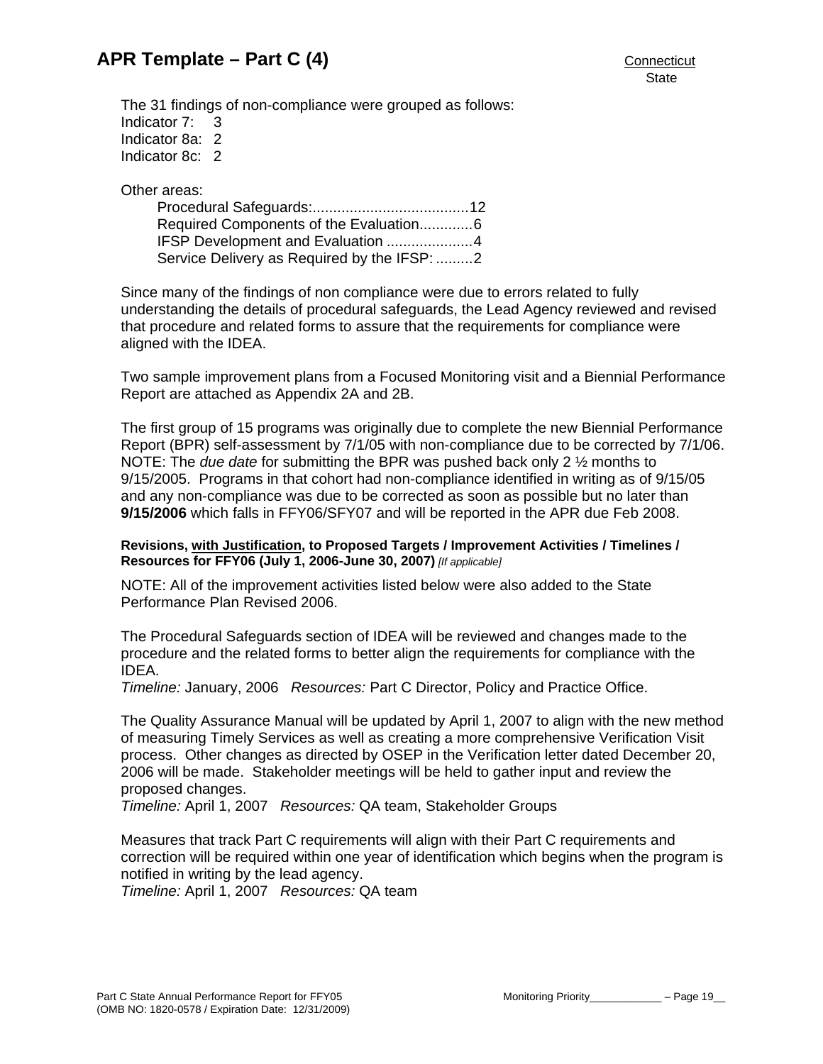The 31 findings of non-compliance were grouped as follows:
Indicator 7: 3
Indicator 8a: 2
Indicator 8c: 2

Other areas:

Procedural Safeguards:......................................12
Required Components of the Evaluation.............6
IFSP Development and Evaluation .....................4
Service Delivery as Required by the IFSP: .........2

Since many of the findings of non compliance were due to errors related to fully understanding the details of procedural safeguards, the Lead Agency reviewed and revised that procedure and related forms to assure that the requirements for compliance were aligned with the IDEA.

Two sample improvement plans from a Focused Monitoring visit and a Biennial Performance Report are attached as Appendix 2A and 2B.

The first group of 15 programs was originally due to complete the new Biennial Performance Report (BPR) self-assessment by 7/1/05 with non-compliance due to be corrected by 7/1/06. NOTE: The *due date* for submitting the BPR was pushed back only 2 ½ months to 9/15/2005. Programs in that cohort had non-compliance identified in writing as of 9/15/05 and any non-compliance was due to be corrected as soon as possible but no later than **9/15/2006** which falls in FFY06/SFY07 and will be reported in the APR due Feb 2008.

**Revisions, with Justification, to Proposed Targets / Improvement Activities / Timelines / Resources for FFY06 (July 1, 2006-June 30, 2007)** *[If applicable]*

NOTE: All of the improvement activities listed below were also added to the State Performance Plan Revised 2006.

The Procedural Safeguards section of IDEA will be reviewed and changes made to the procedure and the related forms to better align the requirements for compliance with the IDEA.
*Timeline:* January, 2006 *Resources:* Part C Director, Policy and Practice Office.

The Quality Assurance Manual will be updated by April 1, 2007 to align with the new method of measuring Timely Services as well as creating a more comprehensive Verification Visit process. Other changes as directed by OSEP in the Verification letter dated December 20, 2006 will be made. Stakeholder meetings will be held to gather input and review the proposed changes.
*Timeline:* April 1, 2007 *Resources:* QA team, Stakeholder Groups

Measures that track Part C requirements will align with their Part C requirements and correction will be required within one year of identification which begins when the program is notified in writing by the lead agency.
*Timeline:* April 1, 2007 *Resources:* QA team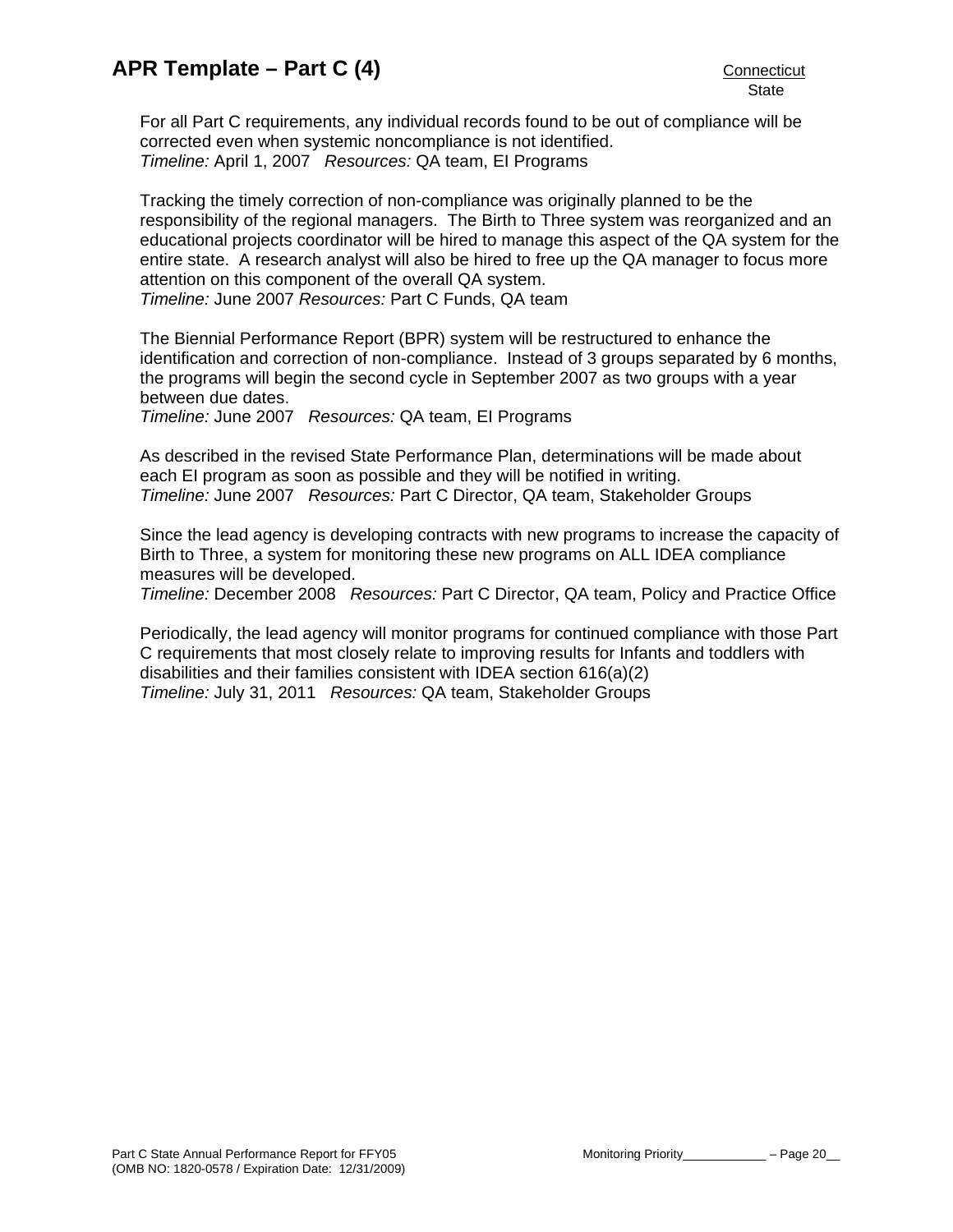For all Part C requirements, any individual records found to be out of compliance will be corrected even when systemic noncompliance is not identified.
*Timeline:* April 1, 2007 *Resources:* QA team, EI Programs

Tracking the timely correction of non-compliance was originally planned to be the responsibility of the regional managers. The Birth to Three system was reorganized and an educational projects coordinator will be hired to manage this aspect of the QA system for the entire state. A research analyst will also be hired to free up the QA manager to focus more attention on this component of the overall QA system.
*Timeline:* June 2007 *Resources:* Part C Funds, QA team

The Biennial Performance Report (BPR) system will be restructured to enhance the identification and correction of non-compliance. Instead of 3 groups separated by 6 months, the programs will begin the second cycle in September 2007 as two groups with a year between due dates.
*Timeline:* June 2007 *Resources:* QA team, EI Programs

As described in the revised State Performance Plan, determinations will be made about each EI program as soon as possible and they will be notified in writing.
*Timeline:* June 2007 *Resources:* Part C Director, QA team, Stakeholder Groups

Since the lead agency is developing contracts with new programs to increase the capacity of Birth to Three, a system for monitoring these new programs on ALL IDEA compliance measures will be developed.
*Timeline:* December 2008 *Resources:* Part C Director, QA team, Policy and Practice Office

Periodically, the lead agency will monitor programs for continued compliance with those Part C requirements that most closely relate to improving results for Infants and toddlers with disabilities and their families consistent with IDEA section 616(a)(2)
*Timeline:* July 31, 2011 *Resources:* QA team, Stakeholder Groups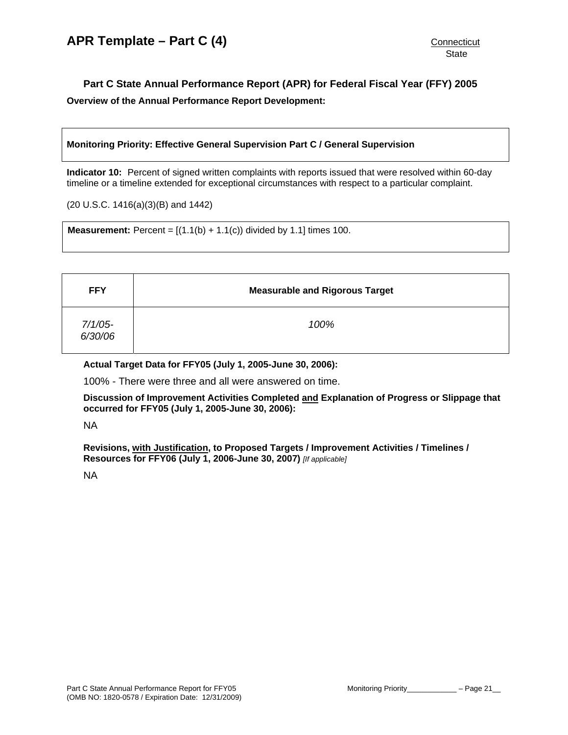# APR Template – Part C (4)

Connecticut
State

## Part C State Annual Performance Report (APR) for Federal Fiscal Year (FFY) 2005

**Overview of the Annual Performance Report Development:**

**Monitoring Priority: Effective General Supervision Part C / General Supervision**

**Indicator 10:** Percent of signed written complaints with reports issued that were resolved within 60-day timeline or a timeline extended for exceptional circumstances with respect to a particular complaint.

(20 U.S.C. 1416(a)(3)(B) and 1442)

**Measurement:** Percent = [(1.1(b) + 1.1(c)) divided by 1.1] times 100.

| FFY | Measurable and Rigorous Target |
|---|---|
| *7/1/05-6/30/06* | *100%* |

**Actual Target Data for FFY05 (July 1, 2005-June 30, 2006):**

100% - There were three and all were answered on time.

**Discussion of Improvement Activities Completed <u>and</u> Explanation of Progress or Slippage that occurred for FFY05 (July 1, 2005-June 30, 2006):**

NA

**Revisions, <u>with Justification</u>, to Proposed Targets / Improvement Activities / Timelines / Resources for FFY06 (July 1, 2006-June 30, 2007)** *[If applicable]*

NA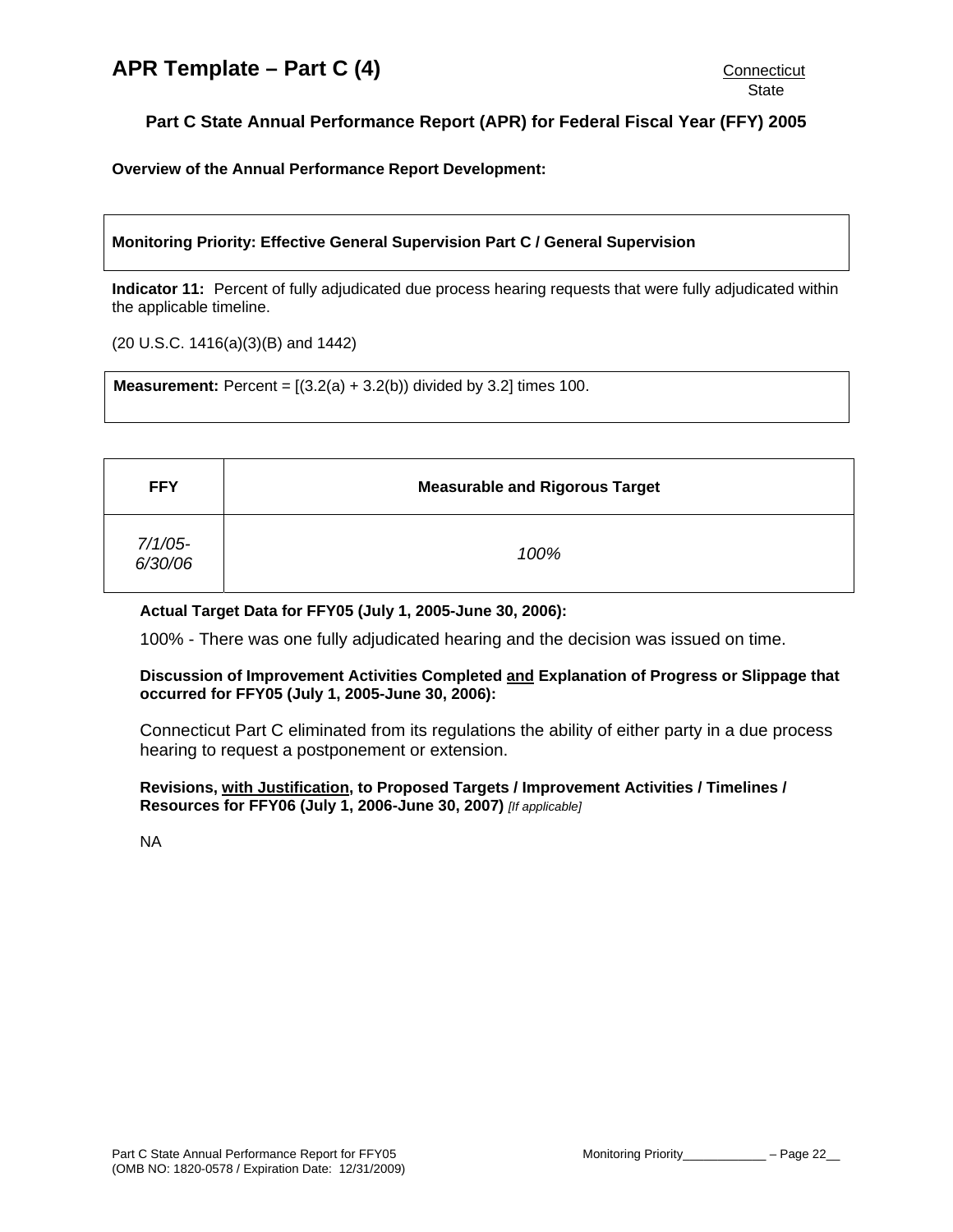# APR Template – Part C (4)

Connecticut
State

## Part C State Annual Performance Report (APR) for Federal Fiscal Year (FFY) 2005

**Overview of the Annual Performance Report Development:**

**Monitoring Priority: Effective General Supervision Part C / General Supervision**

**Indicator 11:** Percent of fully adjudicated due process hearing requests that were fully adjudicated within the applicable timeline.

(20 U.S.C. 1416(a)(3)(B) and 1442)

**Measurement:** Percent = [(3.2(a) + 3.2(b)) divided by 3.2] times 100.

| FFY | Measurable and Rigorous Target |
|---|---|
| *7/1/05-6/30/06* | *100%* |

**Actual Target Data for FFY05 (July 1, 2005-June 30, 2006):**

100% - There was one fully adjudicated hearing and the decision was issued on time.

**Discussion of Improvement Activities Completed <u>and</u> Explanation of Progress or Slippage that occurred for FFY05 (July 1, 2005-June 30, 2006):**

Connecticut Part C eliminated from its regulations the ability of either party in a due process hearing to request a postponement or extension.

**Revisions, <u>with Justification</u>, to Proposed Targets / Improvement Activities / Timelines / Resources for FFY06 (July 1, 2006-June 30, 2007)** *[If applicable]*

NA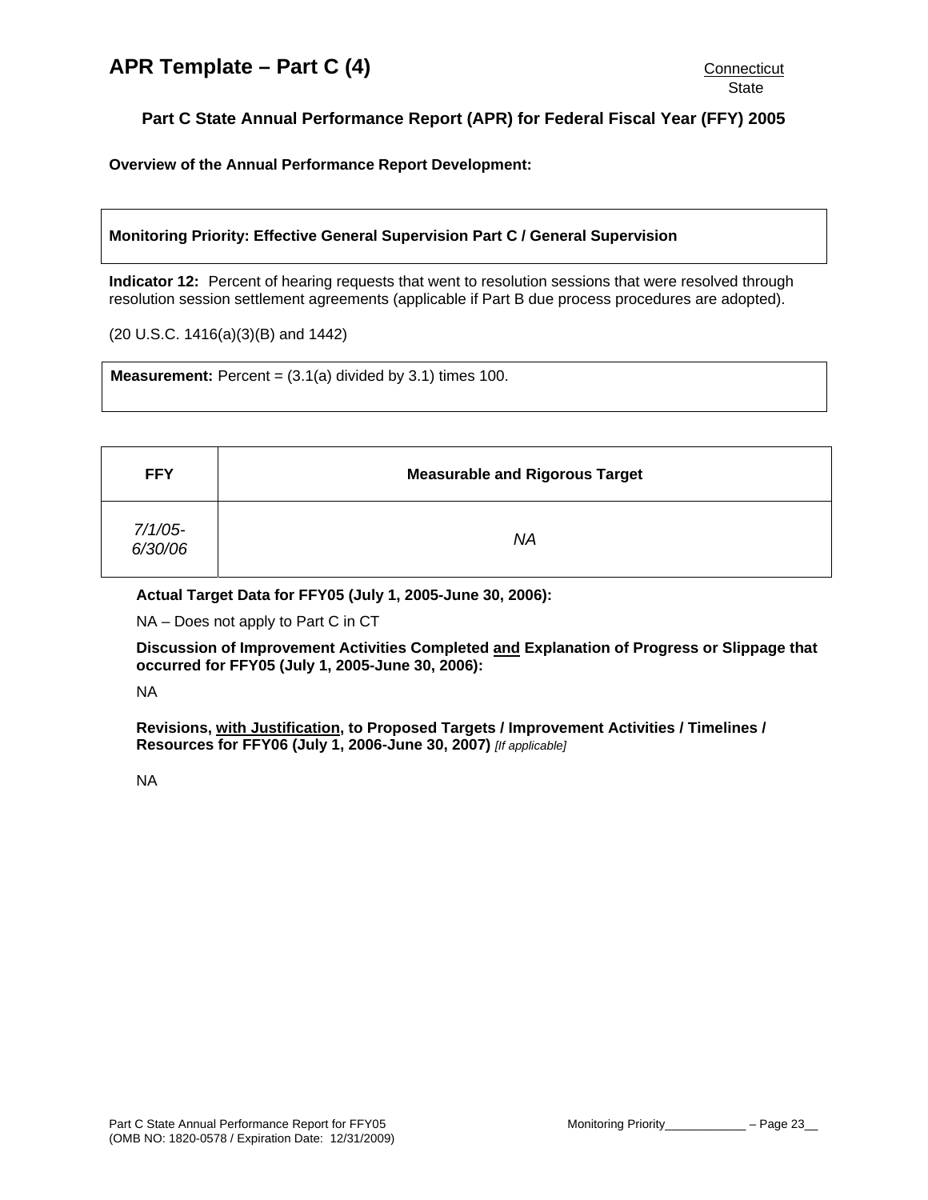# APR Template – Part C (4)

Connecticut
State

## Part C State Annual Performance Report (APR) for Federal Fiscal Year (FFY) 2005

**Overview of the Annual Performance Report Development:**

**Monitoring Priority: Effective General Supervision Part C / General Supervision**

**Indicator 12:** Percent of hearing requests that went to resolution sessions that were resolved through resolution session settlement agreements (applicable if Part B due process procedures are adopted).

(20 U.S.C. 1416(a)(3)(B) and 1442)

**Measurement:** Percent = (3.1(a) divided by 3.1) times 100.

| FFY | Measurable and Rigorous Target |
| --- | --- |
| *7/1/05-6/30/06* | *NA* |

**Actual Target Data for FFY05 (July 1, 2005-June 30, 2006):**

NA – Does not apply to Part C in CT

**Discussion of Improvement Activities Completed and Explanation of Progress or Slippage that occurred for FFY05 (July 1, 2005-June 30, 2006):**

NA

**Revisions, with Justification, to Proposed Targets / Improvement Activities / Timelines / Resources for FFY06 (July 1, 2006-June 30, 2007)** *[If applicable]*

NA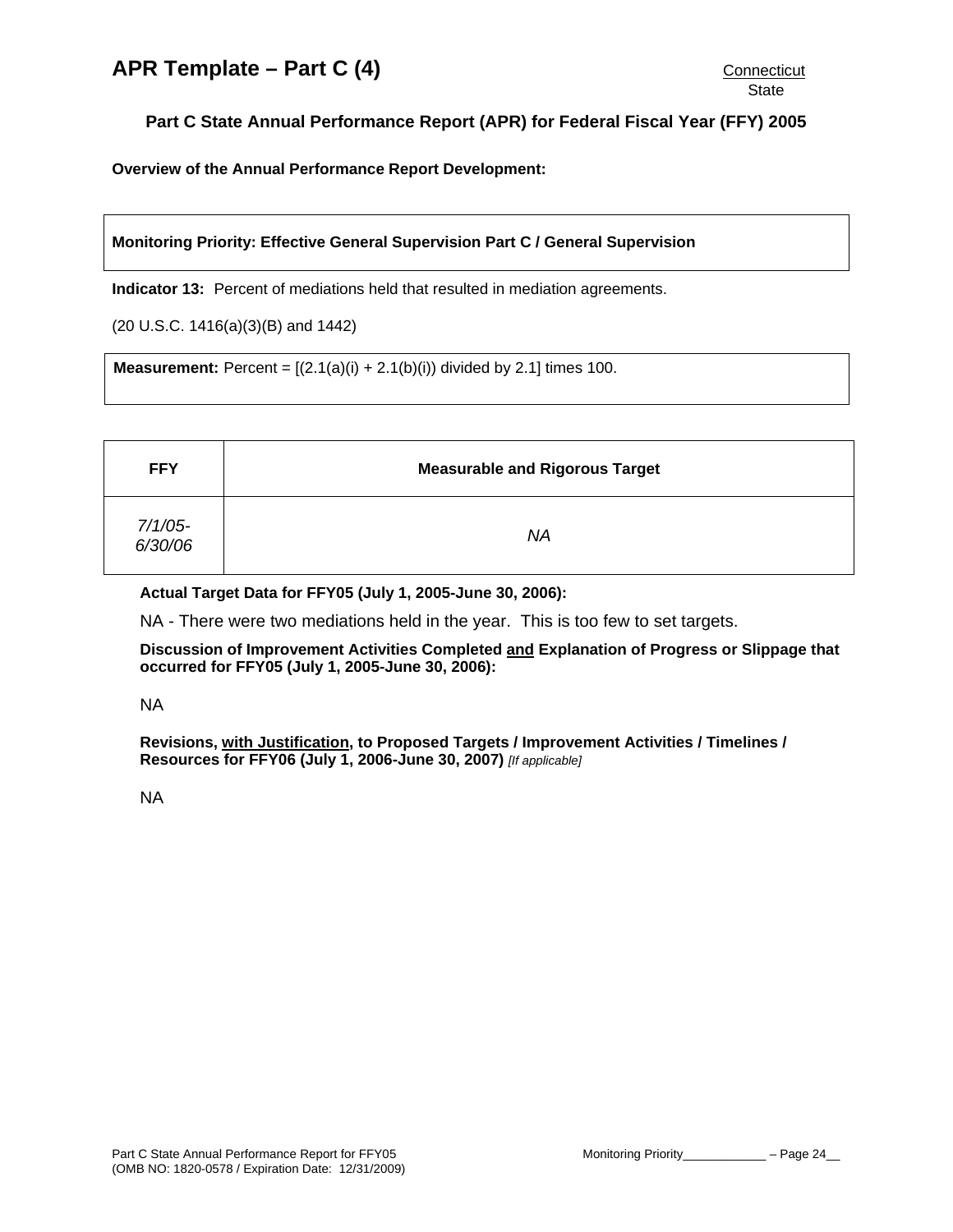# APR Template – Part C (4)

Connecticut
State

### Part C State Annual Performance Report (APR) for Federal Fiscal Year (FFY) 2005

**Overview of the Annual Performance Report Development:**

**Monitoring Priority: Effective General Supervision Part C / General Supervision**

**Indicator 13:** Percent of mediations held that resulted in mediation agreements.

(20 U.S.C. 1416(a)(3)(B) and 1442)

**Measurement:** Percent = [(2.1(a)(i) + 2.1(b)(i)) divided by 2.1] times 100.

| FFY | Measurable and Rigorous Target |
|---|---|
| *7/1/05-6/30/06* | *NA* |

**Actual Target Data for FFY05 (July 1, 2005-June 30, 2006):**

NA - There were two mediations held in the year. This is too few to set targets.

**Discussion of Improvement Activities Completed and Explanation of Progress or Slippage that occurred for FFY05 (July 1, 2005-June 30, 2006):**

NA

**Revisions, with Justification, to Proposed Targets / Improvement Activities / Timelines / Resources for FFY06 (July 1, 2006-June 30, 2007)** *[If applicable]*

NA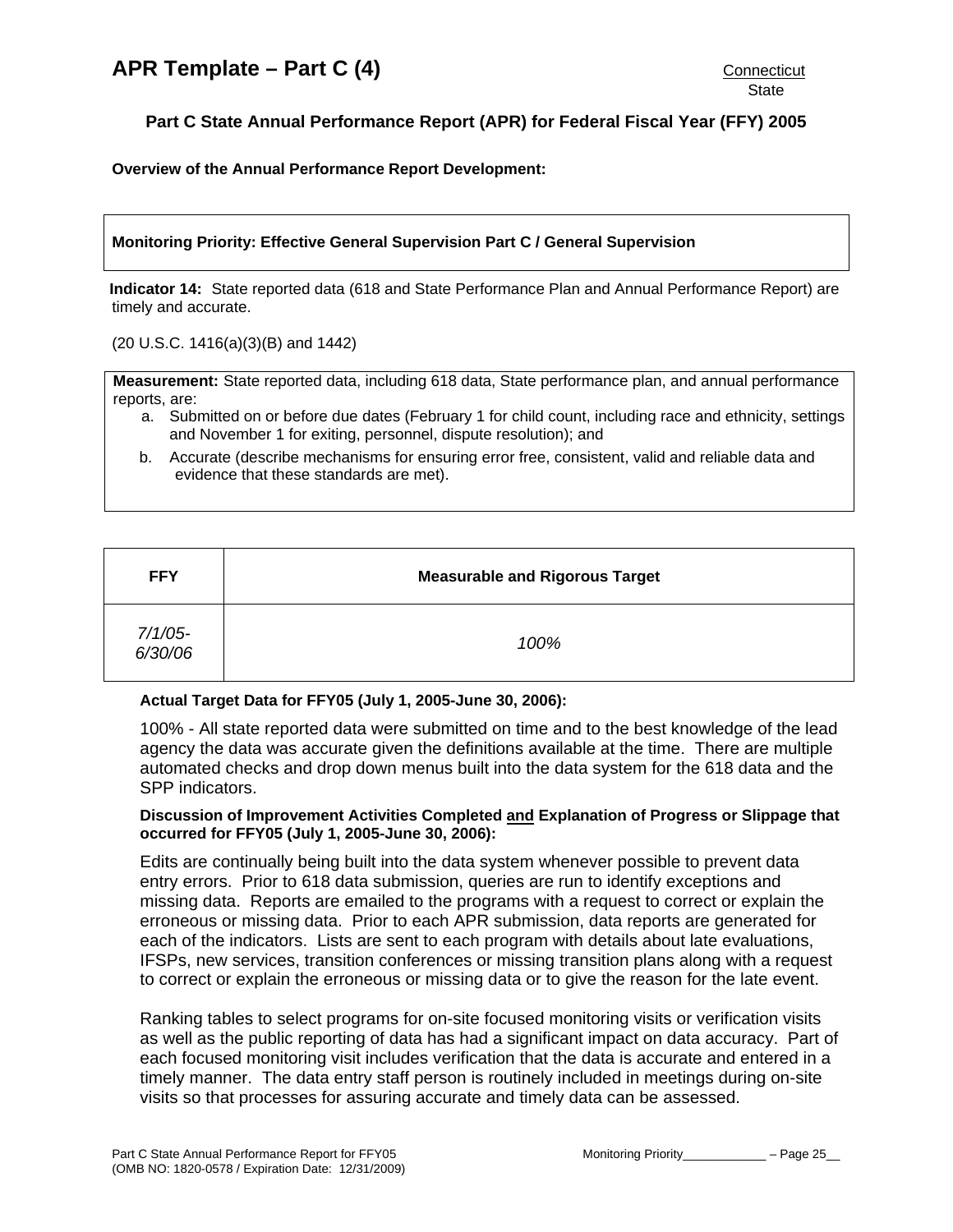# APR Template – Part C (4)

Connecticut
State

## Part C State Annual Performance Report (APR) for Federal Fiscal Year (FFY) 2005

**Overview of the Annual Performance Report Development:**

**Monitoring Priority: Effective General Supervision Part C / General Supervision**

**Indicator 14:** State reported data (618 and State Performance Plan and Annual Performance Report) are timely and accurate.

(20 U.S.C. 1416(a)(3)(B) and 1442)

**Measurement:** State reported data, including 618 data, State performance plan, and annual performance reports, are:

a. Submitted on or before due dates (February 1 for child count, including race and ethnicity, settings and November 1 for exiting, personnel, dispute resolution); and
b. Accurate (describe mechanisms for ensuring error free, consistent, valid and reliable data and evidence that these standards are met).

| FFY | Measurable and Rigorous Target |
|---|---|
| *7/1/05-6/30/06* | *100%* |

**Actual Target Data for FFY05 (July 1, 2005-June 30, 2006):**

100% - All state reported data were submitted on time and to the best knowledge of the lead agency the data was accurate given the definitions available at the time. There are multiple automated checks and drop down menus built into the data system for the 618 data and the SPP indicators.

**Discussion of Improvement Activities Completed and Explanation of Progress or Slippage that occurred for FFY05 (July 1, 2005-June 30, 2006):**

Edits are continually being built into the data system whenever possible to prevent data entry errors. Prior to 618 data submission, queries are run to identify exceptions and missing data. Reports are emailed to the programs with a request to correct or explain the erroneous or missing data. Prior to each APR submission, data reports are generated for each of the indicators. Lists are sent to each program with details about late evaluations, IFSPs, new services, transition conferences or missing transition plans along with a request to correct or explain the erroneous or missing data or to give the reason for the late event.

Ranking tables to select programs for on-site focused monitoring visits or verification visits as well as the public reporting of data has had a significant impact on data accuracy. Part of each focused monitoring visit includes verification that the data is accurate and entered in a timely manner. The data entry staff person is routinely included in meetings during on-site visits so that processes for assuring accurate and timely data can be assessed.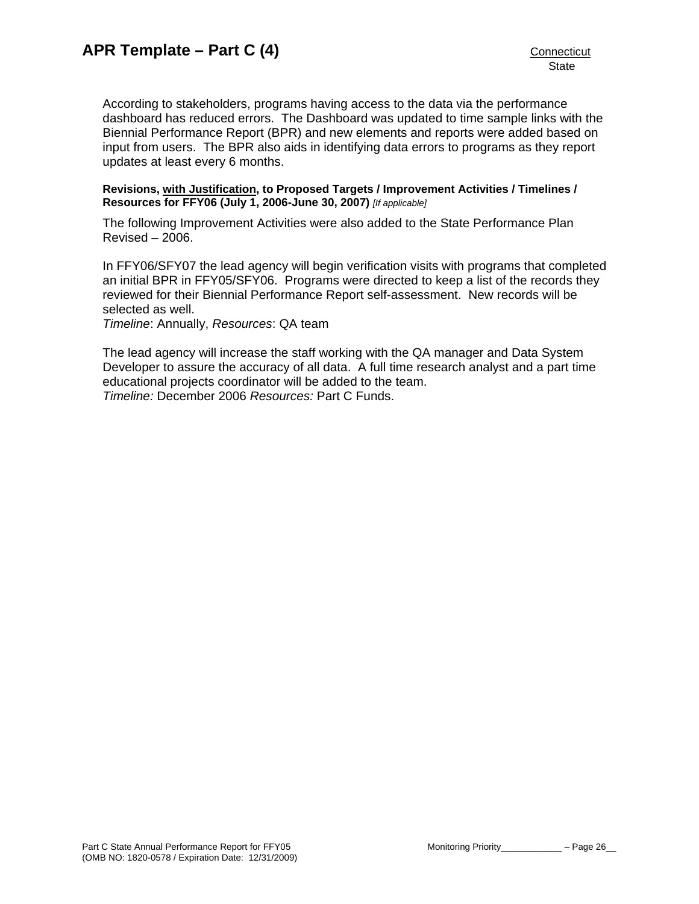According to stakeholders, programs having access to the data via the performance dashboard has reduced errors. The Dashboard was updated to time sample links with the Biennial Performance Report (BPR) and new elements and reports were added based on input from users. The BPR also aids in identifying data errors to programs as they report updates at least every 6 months.

**Revisions, with Justification, to Proposed Targets / Improvement Activities / Timelines / Resources for FFY06 (July 1, 2006-June 30, 2007)** *[If applicable]*

The following Improvement Activities were also added to the State Performance Plan Revised – 2006.

In FFY06/SFY07 the lead agency will begin verification visits with programs that completed an initial BPR in FFY05/SFY06. Programs were directed to keep a list of the records they reviewed for their Biennial Performance Report self-assessment. New records will be selected as well.
*Timeline*: Annually, *Resources*: QA team

The lead agency will increase the staff working with the QA manager and Data System Developer to assure the accuracy of all data. A full time research analyst and a part time educational projects coordinator will be added to the team.
*Timeline:* December 2006 *Resources:* Part C Funds.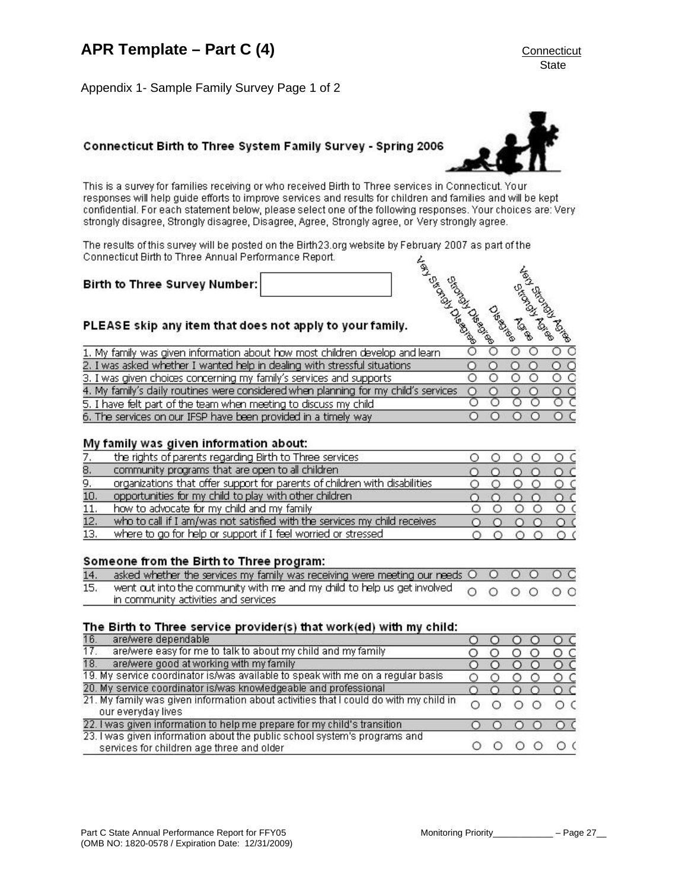# APR Template – Part C (4)

Connecticut State

Appendix 1- Sample Family Survey Page 1 of 2

## Connecticut Birth to Three System Family Survey - Spring 2006

This is a survey for families receiving or who received Birth to Three services in Connecticut. Your responses will help guide efforts to improve services and results for children and families and will be kept confidential. For each statement below, please select one of the following responses. Your choices are: Very strongly disagree, Strongly disagree, Disagree, Agree, Strongly agree, or Very strongly agree.

The results of this survey will be posted on the Birth23.org website by February 2007 as part of the Connecticut Birth to Three Annual Performance Report.

**Birth to Three Survey Number:** ____________

**PLEASE skip any item that does not apply to your family.**

| Statement | Very Strongly Disagree | Strongly Disagree | Disagree | Agree | Strongly Agree | Very Strongly Agree |
|---|---|---|---|---|---|---|
| 1. My family was given information about how most children develop and learn | ○ | ○ | ○ | ○ | ○ | ○ |
| 2. I was asked whether I wanted help in dealing with stressful situations | ○ | ○ | ○ | ○ | ○ | ○ |
| 3. I was given choices concerning my family's services and supports | ○ | ○ | ○ | ○ | ○ | ○ |
| 4. My family's daily routines were considered when planning for my child's services | ○ | ○ | ○ | ○ | ○ | ○ |
| 5. I have felt part of the team when meeting to discuss my child | ○ | ○ | ○ | ○ | ○ | ○ |
| 6. The services on our IFSP have been provided in a timely way | ○ | ○ | ○ | ○ | ○ | ○ |
| **My family was given information about:** | | | | | | |
| 7. the rights of parents regarding Birth to Three services | ○ | ○ | ○ | ○ | ○ | ○ |
| 8. community programs that are open to all children | ○ | ○ | ○ | ○ | ○ | ○ |
| 9. organizations that offer support for parents of children with disabilities | ○ | ○ | ○ | ○ | ○ | ○ |
| 10. opportunities for my child to play with other children | ○ | ○ | ○ | ○ | ○ | ○ |
| 11. how to advocate for my child and my family | ○ | ○ | ○ | ○ | ○ | ○ |
| 12. who to call if I am/was not satisfied with the services my child receives | ○ | ○ | ○ | ○ | ○ | ○ |
| 13. where to go for help or support if I feel worried or stressed | ○ | ○ | ○ | ○ | ○ | ○ |
| **Someone from the Birth to Three program:** | | | | | | |
| 14. asked whether the services my family was receiving were meeting our needs | ○ | ○ | ○ | ○ | ○ | ○ |
| 15. went out into the community with me and my child to help us get involved in community activities and services | ○ | ○ | ○ | ○ | ○ | ○ |
| **The Birth to Three service provider(s) that work(ed) with my child:** | | | | | | |
| 16. are/were dependable | ○ | ○ | ○ | ○ | ○ | ○ |
| 17. are/were easy for me to talk to about my child and my family | ○ | ○ | ○ | ○ | ○ | ○ |
| 18. are/were good at working with my family | ○ | ○ | ○ | ○ | ○ | ○ |
| 19. My service coordinator is/was available to speak with me on a regular basis | ○ | ○ | ○ | ○ | ○ | ○ |
| 20. My service coordinator is/was knowledgeable and professional | ○ | ○ | ○ | ○ | ○ | ○ |
| 21. My family was given information about activities that I could do with my child in our everyday lives | ○ | ○ | ○ | ○ | ○ | ○ |
| 22. I was given information to help me prepare for my child's transition | ○ | ○ | ○ | ○ | ○ | ○ |
| 23. I was given information about the public school system's programs and services for children age three and older | ○ | ○ | ○ | ○ | ○ | ○ |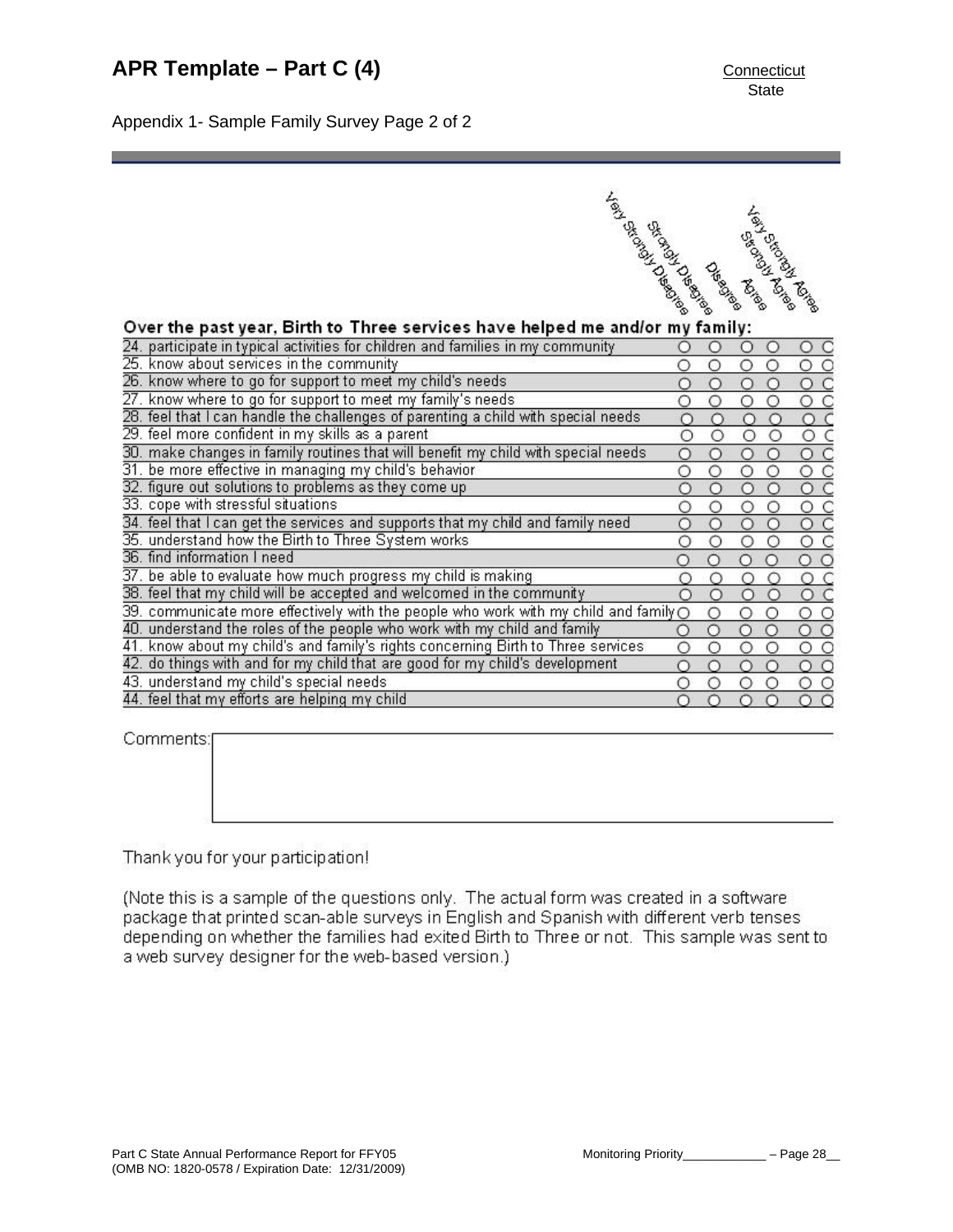# APR Template – Part C (4)

Connecticut
State

Appendix 1- Sample Family Survey Page 2 of 2

| Over the past year, Birth to Three services have helped me and/or my family: | Very Strongly Disagree | Strongly Disagree | Disagree | Agree | Strongly Agree | Very Strongly Agree |
|---|---|---|---|---|---|---|
| 24. participate in typical activities for children and families in my community | ○ | ○ | ○ | ○ | ○ | ○ |
| 25. know about services in the community | ○ | ○ | ○ | ○ | ○ | ○ |
| 26. know where to go for support to meet my child's needs | ○ | ○ | ○ | ○ | ○ | ○ |
| 27. know where to go for support to meet my family's needs | ○ | ○ | ○ | ○ | ○ | ○ |
| 28. feel that I can handle the challenges of parenting a child with special needs | ○ | ○ | ○ | ○ | ○ | ○ |
| 29. feel more confident in my skills as a parent | ○ | ○ | ○ | ○ | ○ | ○ |
| 30. make changes in family routines that will benefit my child with special needs | ○ | ○ | ○ | ○ | ○ | ○ |
| 31. be more effective in managing my child's behavior | ○ | ○ | ○ | ○ | ○ | ○ |
| 32. figure out solutions to problems as they come up | ○ | ○ | ○ | ○ | ○ | ○ |
| 33. cope with stressful situations | ○ | ○ | ○ | ○ | ○ | ○ |
| 34. feel that I can get the services and supports that my child and family need | ○ | ○ | ○ | ○ | ○ | ○ |
| 35. understand how the Birth to Three System works | ○ | ○ | ○ | ○ | ○ | ○ |
| 36. find information I need | ○ | ○ | ○ | ○ | ○ | ○ |
| 37. be able to evaluate how much progress my child is making | ○ | ○ | ○ | ○ | ○ | ○ |
| 38. feel that my child will be accepted and welcomed in the community | ○ | ○ | ○ | ○ | ○ | ○ |
| 39. communicate more effectively with the people who work with my child and family | ○ | ○ | ○ | ○ | ○ | ○ |
| 40. understand the roles of the people who work with my child and family | ○ | ○ | ○ | ○ | ○ | ○ |
| 41. know about my child's and family's rights concerning Birth to Three services | ○ | ○ | ○ | ○ | ○ | ○ |
| 42. do things with and for my child that are good for my child's development | ○ | ○ | ○ | ○ | ○ | ○ |
| 43. understand my child's special needs | ○ | ○ | ○ | ○ | ○ | ○ |
| 44. feel that my efforts are helping my child | ○ | ○ | ○ | ○ | ○ | ○ |

Comments:

Thank you for your participation!

(Note this is a sample of the questions only. The actual form was created in a software package that printed scan-able surveys in English and Spanish with different verb tenses depending on whether the families had exited Birth to Three or not. This sample was sent to a web survey designer for the web-based version.)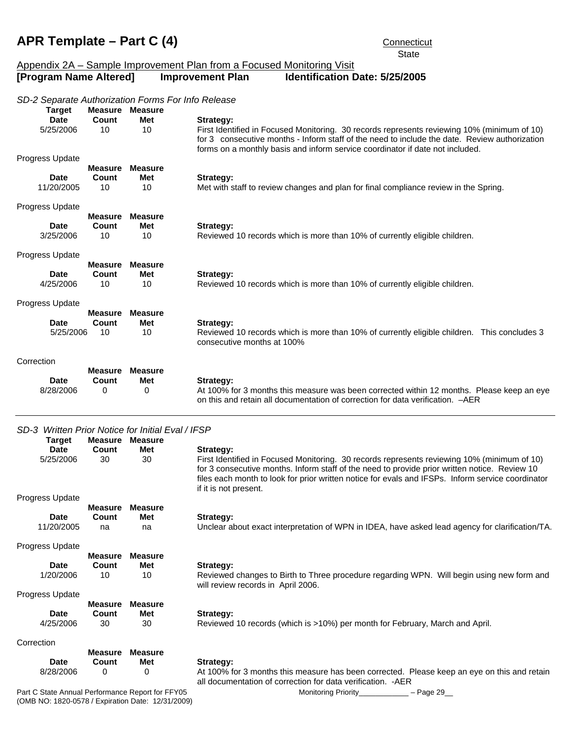# APR Template – Part C (4)

Connecticut
State

Appendix 2A – Sample Improvement Plan from a Focused Monitoring Visit

**[Program Name Altered]　　Improvement Plan　　Identification Date: 5/25/2005**

*SD-2 Separate Authorization Forms For Info Release*

| Target Date | Measure Count | Measure Met | Strategy: |
|---|---|---|---|
| 5/25/2006 | 10 | 10 | First Identified in Focused Monitoring. 30 records represents reviewing 10% (minimum of 10) for 3 consecutive months - Inform staff of the need to include the date. Review authorization forms on a monthly basis and inform service coordinator if date not included. |

Progress Update

| Date | Measure Count | Measure Met | Strategy: |
|---|---|---|---|
| 11/20/2005 | 10 | 10 | Met with staff to review changes and plan for final compliance review in the Spring. |

Progress Update

| Date | Measure Count | Measure Met | Strategy: |
|---|---|---|---|
| 3/25/2006 | 10 | 10 | Reviewed 10 records which is more than 10% of currently eligible children. |

Progress Update

| Date | Measure Count | Measure Met | Strategy: |
|---|---|---|---|
| 4/25/2006 | 10 | 10 | Reviewed 10 records which is more than 10% of currently eligible children. |

Progress Update

| Date | Measure Count | Measure Met | Strategy: |
|---|---|---|---|
| 5/25/2006 | 10 | 10 | Reviewed 10 records which is more than 10% of currently eligible children. This concludes 3 consecutive months at 100% |

Correction

| Date | Measure Count | Measure Met | Strategy: |
|---|---|---|---|
| 8/28/2006 | 0 | 0 | At 100% for 3 months this measure was been corrected within 12 months. Please keep an eye on this and retain all documentation of correction for data verification. –AER |

---

*SD-3 Written Prior Notice for Initial Eval / IFSP*

| Target Date | Measure Count | Measure Met | Strategy: |
|---|---|---|---|
| 5/25/2006 | 30 | 30 | First Identified in Focused Monitoring. 30 records represents reviewing 10% (minimum of 10) for 3 consecutive months. Inform staff of the need to provide prior written notice. Review 10 files each month to look for prior written notice for evals and IFSPs. Inform service coordinator if it is not present. |

Progress Update

| Date | Measure Count | Measure Met | Strategy: |
|---|---|---|---|
| 11/20/2005 | na | na | Unclear about exact interpretation of WPN in IDEA, have asked lead agency for clarification/TA. |

Progress Update

| Date | Measure Count | Measure Met | Strategy: |
|---|---|---|---|
| 1/20/2006 | 10 | 10 | Reviewed changes to Birth to Three procedure regarding WPN. Will begin using new form and will review records in April 2006. |

Progress Update

| Date | Measure Count | Measure Met | Strategy: |
|---|---|---|---|
| 4/25/2006 | 30 | 30 | Reviewed 10 records (which is >10%) per month for February, March and April. |

Correction

| Date | Measure Count | Measure Met | Strategy: |
|---|---|---|---|
| 8/28/2006 | 0 | 0 | At 100% for 3 months this measure has been corrected. Please keep an eye on this and retain all documentation of correction for data verification. -AER |

Monitoring Priority____________ – Page 29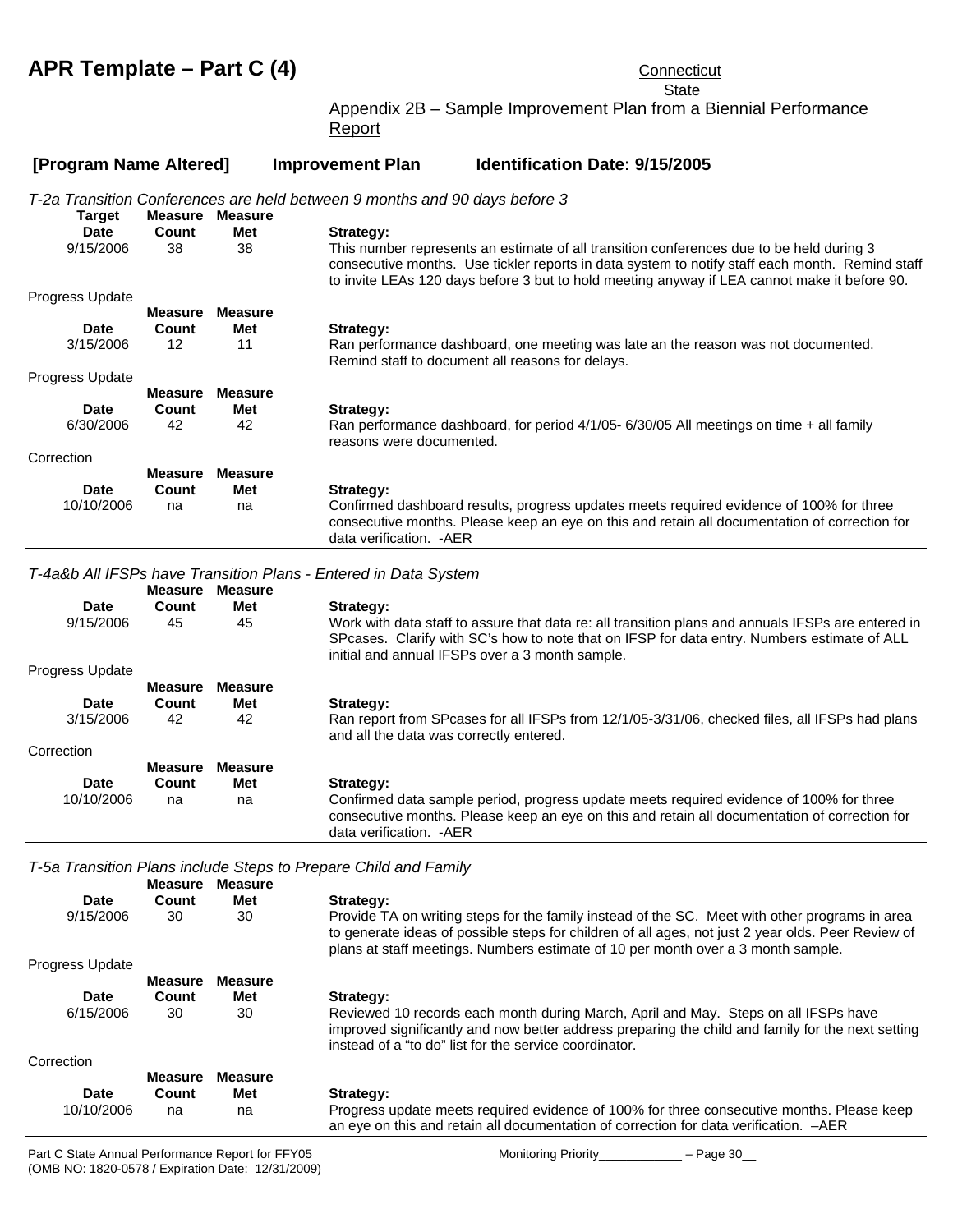# APR Template – Part C (4)

Connecticut
State

Appendix 2B – Sample Improvement Plan from a Biennial Performance Report

**[Program Name Altered] Improvement Plan Identification Date: 9/15/2005**

*T-2a Transition Conferences are held between 9 months and 90 days before 3*

| | Target Date | Measure Count | Measure Met | Strategy: |
|---|---|---|---|---|
| | 9/15/2006 | 38 | 38 | This number represents an estimate of all transition conferences due to be held during 3 consecutive months. Use tickler reports in data system to notify staff each month. Remind staff to invite LEAs 120 days before 3 but to hold meeting anyway if LEA cannot make it before 90. |
| Progress Update | Date | Measure Count | Measure Met | Strategy: |
| | 3/15/2006 | 12 | 11 | Ran performance dashboard, one meeting was late an the reason was not documented. Remind staff to document all reasons for delays. |
| Progress Update | Date | Measure Count | Measure Met | Strategy: |
| | 6/30/2006 | 42 | 42 | Ran performance dashboard, for period 4/1/05- 6/30/05 All meetings on time + all family reasons were documented. |
| Correction | Date | Measure Count | Measure Met | Strategy: |
| | 10/10/2006 | na | na | Confirmed dashboard results, progress updates meets required evidence of 100% for three consecutive months. Please keep an eye on this and retain all documentation of correction for data verification. -AER |

*T-4a&b All IFSPs have Transition Plans - Entered in Data System*

| | Date | Measure Count | Measure Met | Strategy: |
|---|---|---|---|---|
| | 9/15/2006 | 45 | 45 | Work with data staff to assure that data re: all transition plans and annuals IFSPs are entered in SPcases. Clarify with SC's how to note that on IFSP for data entry. Numbers estimate of ALL initial and annual IFSPs over a 3 month sample. |
| Progress Update | Date | Measure Count | Measure Met | Strategy: |
| | 3/15/2006 | 42 | 42 | Ran report from SPcases for all IFSPs from 12/1/05-3/31/06, checked files, all IFSPs had plans and all the data was correctly entered. |
| Correction | Date | Measure Count | Measure Met | Strategy: |
| | 10/10/2006 | na | na | Confirmed data sample period, progress update meets required evidence of 100% for three consecutive months. Please keep an eye on this and retain all documentation of correction for data verification. -AER |

*T-5a Transition Plans include Steps to Prepare Child and Family*

| | Date | Measure Count | Measure Met | Strategy: |
|---|---|---|---|---|
| | 9/15/2006 | 30 | 30 | Provide TA on writing steps for the family instead of the SC. Meet with other programs in area to generate ideas of possible steps for children of all ages, not just 2 year olds. Peer Review of plans at staff meetings. Numbers estimate of 10 per month over a 3 month sample. |
| Progress Update | Date | Measure Count | Measure Met | Strategy: |
| | 6/15/2006 | 30 | 30 | Reviewed 10 records each month during March, April and May. Steps on all IFSPs have improved significantly and now better address preparing the child and family for the next setting instead of a "to do" list for the service coordinator. |
| Correction | Date | Measure Count | Measure Met | Strategy: |
| | 10/10/2006 | na | na | Progress update meets required evidence of 100% for three consecutive months. Please keep an eye on this and retain all documentation of correction for data verification. –AER |

Part C State Annual Performance Report for FFY05
(OMB NO: 1820-0578 / Expiration Date: 12/31/2009)

Monitoring Priority____________ – Page 30__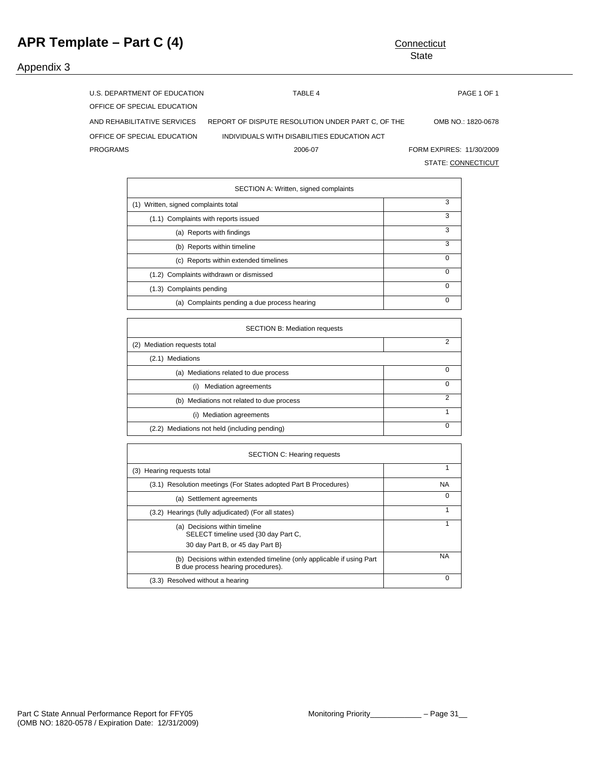# APR Template – Part C (4)

Connecticut
State

Appendix 3

U.S. DEPARTMENT OF EDUCATION
OFFICE OF SPECIAL EDUCATION
AND REHABILITATIVE SERVICES
OFFICE OF SPECIAL EDUCATION
PROGRAMS

TABLE 4

REPORT OF DISPUTE RESOLUTION UNDER PART C, OF THE
INDIVIDUALS WITH DISABILITIES EDUCATION ACT
2006-07

PAGE 1 OF 1

OMB NO.: 1820-0678

FORM EXPIRES: 11/30/2009

STATE: CONNECTICUT

| SECTION A: Written, signed complaints | |
|---|---|
| (1) Written, signed complaints total | 3 |
| (1.1) Complaints with reports issued | 3 |
| (a) Reports with findings | 3 |
| (b) Reports within timeline | 3 |
| (c) Reports within extended timelines | 0 |
| (1.2) Complaints withdrawn or dismissed | 0 |
| (1.3) Complaints pending | 0 |
| (a) Complaints pending a due process hearing | 0 |

| SECTION B: Mediation requests | |
|---|---|
| (2) Mediation requests total | 2 |
| (2.1) Mediations | |
| (a) Mediations related to due process | 0 |
| (i) Mediation agreements | 0 |
| (b) Mediations not related to due process | 2 |
| (i) Mediation agreements | 1 |
| (2.2) Mediations not held (including pending) | 0 |

| SECTION C: Hearing requests | |
|---|---|
| (3) Hearing requests total | 1 |
| (3.1) Resolution meetings (For States adopted Part B Procedures) | NA |
| (a) Settlement agreements | 0 |
| (3.2) Hearings (fully adjudicated) (For all states) | 1 |
| (a) Decisions within timeline<br>SELECT timeline used {30 day Part C,<br>30 day Part B, or 45 day Part B} | 1 |
| (b) Decisions within extended timeline (only applicable if using Part B due process hearing procedures). | NA |
| (3.3) Resolved without a hearing | 0 |